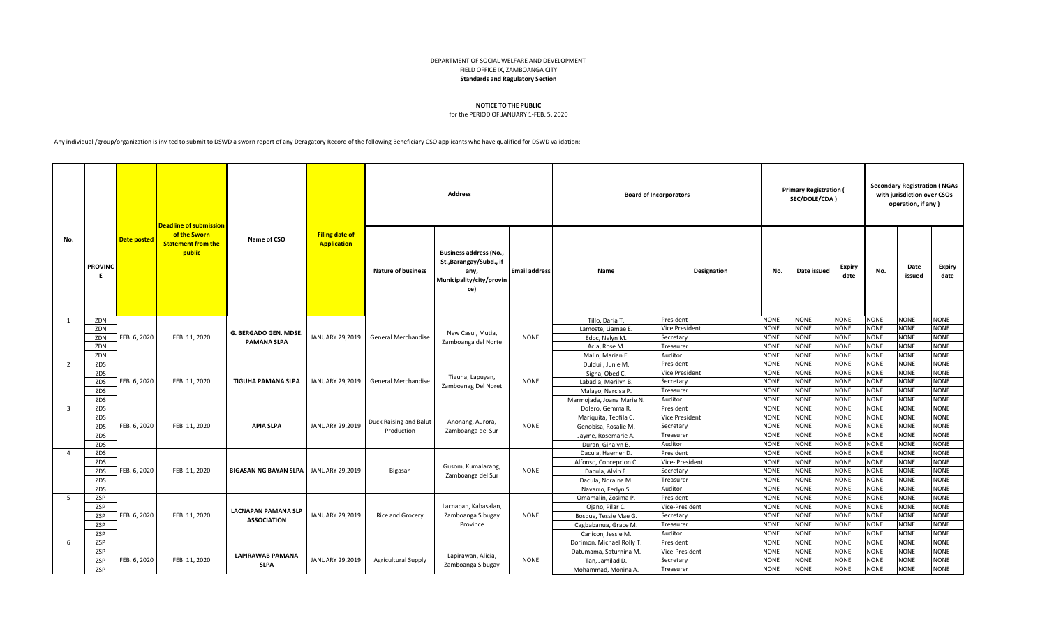DEPARTMENT OF SOCIAL WELFARE AND DEVELOPMENT
FIELD OFFICE IX, ZAMBOANGA CITY
**Standards and Regulatory Section**

**NOTICE TO THE PUBLIC**
for the PERIOD OF JANUARY 1-FEB. 5, 2020

Any individual /group/organization is invited to submit to DSWD a sworn report of any Deragatory Record of the following Beneficiary CSO applicants who have qualified for DSWD validation:

| No. | PROVINCE | Date posted | Deadline of submission of the Sworn Statement from the public | Name of CSO | Filing date of Application | Address | | | Board of Incorporators | | Primary Registration ( SEC/DOLE/CDA ) | | | Secondary Registration ( NGAs with jurisdiction over CSOs operation, if any ) | | |
|---|---|---|---|---|---|---|---|---|---|---|---|---|---|---|---|---|
| | | | | | | Nature of business | Business address (No., St.,Barangay/Subd., if any, Municipality/city/province) | Email address | Name | Designation | No. | Date issued | Expiry date | No. | Date issued | Expiry date |
| 1 | ZDN | FEB. 6, 2020 | FEB. 11, 2020 | **G. BERGADO GEN. MDSE. PAMANA SLPA** | JANUARY 29,2019 | General Merchandise | New Casul, Mutia, Zamboanga del Norte | NONE | Tillo, Daria T. | President | NONE | NONE | NONE | NONE | NONE | NONE |
| | ZDN | | | | | | | | Lamoste, Liamae E. | Vice President | NONE | NONE | NONE | NONE | NONE | NONE |
| | ZDN | | | | | | | | Edoc, Nelyn M. | Secretary | NONE | NONE | NONE | NONE | NONE | NONE |
| | ZDN | | | | | | | | Acla, Rose M. | Treasurer | NONE | NONE | NONE | NONE | NONE | NONE |
| | ZDN | | | | | | | | Malin, Marian E. | Auditor | NONE | NONE | NONE | NONE | NONE | NONE |
| 2 | ZDS | FEB. 6, 2020 | FEB. 11, 2020 | **TIGUHA PAMANA SLPA** | JANUARY 29,2019 | General Merchandise | Tiguha, Lapuyan, Zamboanag Del Noret | NONE | Dulduil, Junie M. | President | NONE | NONE | NONE | NONE | NONE | NONE |
| | ZDS | | | | | | | | Signa, Obed C. | Vice President | NONE | NONE | NONE | NONE | NONE | NONE |
| | ZDS | | | | | | | | Labadia, Merilyn B. | Secretary | NONE | NONE | NONE | NONE | NONE | NONE |
| | ZDS | | | | | | | | Malayo, Narcisa P. | Treasurer | NONE | NONE | NONE | NONE | NONE | NONE |
| | ZDS | | | | | | | | Marmojada, Joana Marie N. | Auditor | NONE | NONE | NONE | NONE | NONE | NONE |
| 3 | ZDS | FEB. 6, 2020 | FEB. 11, 2020 | **APIA SLPA** | JANUARY 29,2019 | Duck Raising and Balut Production | Anonang, Aurora, Zamboanga del Sur | NONE | Dolero, Gemma R. | President | NONE | NONE | NONE | NONE | NONE | NONE |
| | ZDS | | | | | | | | Mariquita, Teofila C. | Vice President | NONE | NONE | NONE | NONE | NONE | NONE |
| | ZDS | | | | | | | | Genobisa, Rosalie M. | Secretary | NONE | NONE | NONE | NONE | NONE | NONE |
| | ZDS | | | | | | | | Jayme, Rosemarie A. | Treasurer | NONE | NONE | NONE | NONE | NONE | NONE |
| | ZDS | | | | | | | | Duran, Ginalyn B. | Auditor | NONE | NONE | NONE | NONE | NONE | NONE |
| 4 | ZDS | FEB. 6, 2020 | FEB. 11, 2020 | **BIGASAN NG BAYAN SLPA** | JANUARY 29,2019 | Bigasan | Gusom, Kumalarang, Zamboanga del Sur | NONE | Dacula, Haemer D. | President | NONE | NONE | NONE | NONE | NONE | NONE |
| | ZDS | | | | | | | | Alfonso, Concepcion C. | Vice- President | NONE | NONE | NONE | NONE | NONE | NONE |
| | ZDS | | | | | | | | Dacula, Alvin E. | Secretary | NONE | NONE | NONE | NONE | NONE | NONE |
| | ZDS | | | | | | | | Dacula, Noraina M. | Treasurer | NONE | NONE | NONE | NONE | NONE | NONE |
| | ZDS | | | | | | | | Navarro, Ferlyn S. | Auditor | NONE | NONE | NONE | NONE | NONE | NONE |
| 5 | ZSP | FEB. 6, 2020 | FEB. 11, 2020 | **LACNAPAN PAMANA SLP ASSOCIATION** | JANUARY 29,2019 | Rice and Grocery | Lacnapan, Kabasalan, Zamboanga Sibugay Province | NONE | Omamalin, Zosima P. | President | NONE | NONE | NONE | NONE | NONE | NONE |
| | ZSP | | | | | | | | Ojano, Pilar C. | Vice-President | NONE | NONE | NONE | NONE | NONE | NONE |
| | ZSP | | | | | | | | Bosque, Tessie Mae G. | Secretary | NONE | NONE | NONE | NONE | NONE | NONE |
| | ZSP | | | | | | | | Cagbabanua, Grace M. | Treasurer | NONE | NONE | NONE | NONE | NONE | NONE |
| | ZSP | | | | | | | | Canicon, Jessie M. | Auditor | NONE | NONE | NONE | NONE | NONE | NONE |
| 6 | ZSP | FEB. 6, 2020 | FEB. 11, 2020 | **LAPIRAWAB PAMANA SLPA** | JANUARY 29,2019 | Agricultural Supply | Lapirawan, Alicia, Zamboanga Sibugay | NONE | Dorimon, Michael Rolly T. | President | NONE | NONE | NONE | NONE | NONE | NONE |
| | ZSP | | | | | | | | Datumama, Saturnina M. | Vice-President | NONE | NONE | NONE | NONE | NONE | NONE |
| | ZSP | | | | | | | | Tan, Jamilad D. | Secretary | NONE | NONE | NONE | NONE | NONE | NONE |
| | ZSP | | | | | | | | Mohammad, Monina A. | Treasurer | NONE | NONE | NONE | NONE | NONE | NONE |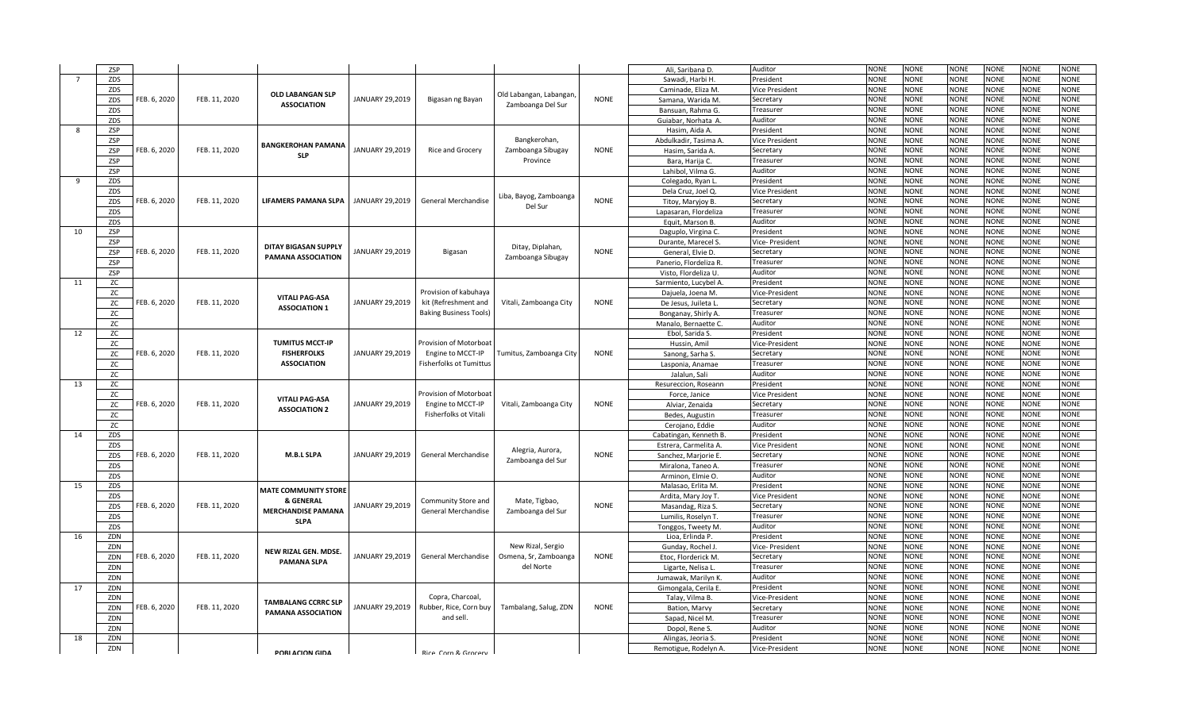| | ZSP | | | | | | | | Ali, Saribana D. | Auditor | NONE | NONE | NONE | NONE | NONE | NONE |
|---|---|---|---|---|---|---|---|---|---|---|---|---|---|---|---|---|
| 7 | ZDS | FEB. 6, 2020 | FEB. 11, 2020 | OLD LABANGAN SLP ASSOCIATION | JANUARY 29,2019 | Bigasan ng Bayan | Old Labangan, Labangan, Zamboanga Del Sur | NONE | Sawadi, Harbi H. | President | NONE | NONE | NONE | NONE | NONE | NONE |
| | ZDS | | | | | | | | Caminade, Eliza M. | Vice President | NONE | NONE | NONE | NONE | NONE | NONE |
| | ZDS | | | | | | | | Samana, Warida M. | Secretary | NONE | NONE | NONE | NONE | NONE | NONE |
| | ZDS | | | | | | | | Bansuan, Rahma G. | Treasurer | NONE | NONE | NONE | NONE | NONE | NONE |
| | ZDS | | | | | | | | Guiabar, Norhata A. | Auditor | NONE | NONE | NONE | NONE | NONE | NONE |
| 8 | ZSP | FEB. 6, 2020 | FEB. 11, 2020 | BANGKEROHAN PAMANA SLP | JANUARY 29,2019 | Rice and Grocery | Bangkerohan, Zamboanga Sibugay Province | NONE | Hasim, Aida A. | President | NONE | NONE | NONE | NONE | NONE | NONE |
| | ZSP | | | | | | | | Abdulkadir, Tasima A. | Vice President | NONE | NONE | NONE | NONE | NONE | NONE |
| | ZSP | | | | | | | | Hasim, Sarida A. | Secretary | NONE | NONE | NONE | NONE | NONE | NONE |
| | ZSP | | | | | | | | Bara, Harija C. | Treasurer | NONE | NONE | NONE | NONE | NONE | NONE |
| | ZSP | | | | | | | | Lahibol, Vilma G. | Auditor | NONE | NONE | NONE | NONE | NONE | NONE |
| 9 | ZDS | FEB. 6, 2020 | FEB. 11, 2020 | LIFAMERS PAMANA SLPA | JANUARY 29,2019 | General Merchandise | Liba, Bayog, Zamboanga Del Sur | NONE | Colegado, Ryan L. | President | NONE | NONE | NONE | NONE | NONE | NONE |
| | ZDS | | | | | | | | Dela Cruz, Joel Q. | Vice President | NONE | NONE | NONE | NONE | NONE | NONE |
| | ZDS | | | | | | | | Titoy, Maryjoy B. | Secretary | NONE | NONE | NONE | NONE | NONE | NONE |
| | ZDS | | | | | | | | Lapasaran, Flordeliza | Treasurer | NONE | NONE | NONE | NONE | NONE | NONE |
| | ZDS | | | | | | | | Equit, Marson B. | Auditor | NONE | NONE | NONE | NONE | NONE | NONE |
| 10 | ZSP | FEB. 6, 2020 | FEB. 11, 2020 | DITAY BIGASAN SUPPLY PAMANA ASSOCIATION | JANUARY 29,2019 | Bigasan | Ditay, Diplahan, Zamboanga Sibugay | NONE | Daguplo, Virgina C. | President | NONE | NONE | NONE | NONE | NONE | NONE |
| | ZSP | | | | | | | | Durante, Marecel S. | Vice- President | NONE | NONE | NONE | NONE | NONE | NONE |
| | ZSP | | | | | | | | General, Elvie D. | Secretary | NONE | NONE | NONE | NONE | NONE | NONE |
| | ZSP | | | | | | | | Panerio, Flordeliza R. | Treasurer | NONE | NONE | NONE | NONE | NONE | NONE |
| | ZSP | | | | | | | | Visto, Flordeliza U. | Auditor | NONE | NONE | NONE | NONE | NONE | NONE |
| 11 | ZC | FEB. 6, 2020 | FEB. 11, 2020 | VITALI PAG-ASA ASSOCIATION 1 | JANUARY 29,2019 | Provision of kabuhaya kit (Refreshment and Baking Business Tools) | Vitali, Zamboanga City | NONE | Sarmiento, Lucybel A. | President | NONE | NONE | NONE | NONE | NONE | NONE |
| | ZC | | | | | | | | Dajuela, Joena M. | Vice-President | NONE | NONE | NONE | NONE | NONE | NONE |
| | ZC | | | | | | | | De Jesus, Juileta L. | Secretary | NONE | NONE | NONE | NONE | NONE | NONE |
| | ZC | | | | | | | | Bonganay, Shirly A. | Treasurer | NONE | NONE | NONE | NONE | NONE | NONE |
| | ZC | | | | | | | | Manalo, Bernaette C. | Auditor | NONE | NONE | NONE | NONE | NONE | NONE |
| 12 | ZC | FEB. 6, 2020 | FEB. 11, 2020 | TUMITUS MCCT-IP FISHERFOLKS ASSOCIATION | JANUARY 29,2019 | Provision of Motorboat Engine to MCCT-IP Fisherfolks ot Tumittus | Tumitus, Zamboanga City | NONE | Ebol, Sarida S. | President | NONE | NONE | NONE | NONE | NONE | NONE |
| | ZC | | | | | | | | Hussin, Amil | Vice-President | NONE | NONE | NONE | NONE | NONE | NONE |
| | ZC | | | | | | | | Sanong, Sarha S. | Secretary | NONE | NONE | NONE | NONE | NONE | NONE |
| | ZC | | | | | | | | Lasponia, Anamae | Treasurer | NONE | NONE | NONE | NONE | NONE | NONE |
| | ZC | | | | | | | | Jalalun, Sali | Auditor | NONE | NONE | NONE | NONE | NONE | NONE |
| 13 | ZC | FEB. 6, 2020 | FEB. 11, 2020 | VITALI PAG-ASA ASSOCIATION 2 | JANUARY 29,2019 | Provision of Motorboat Engine to MCCT-IP Fisherfolks ot Vitali | Vitali, Zamboanga City | NONE | Resureccion, Roseann | President | NONE | NONE | NONE | NONE | NONE | NONE |
| | ZC | | | | | | | | Force, Janice | Vice President | NONE | NONE | NONE | NONE | NONE | NONE |
| | ZC | | | | | | | | Alviar, Zenaida | Secretary | NONE | NONE | NONE | NONE | NONE | NONE |
| | ZC | | | | | | | | Bedes, Augustin | Treasurer | NONE | NONE | NONE | NONE | NONE | NONE |
| | ZC | | | | | | | | Cerojano, Eddie | Auditor | NONE | NONE | NONE | NONE | NONE | NONE |
| 14 | ZDS | FEB. 6, 2020 | FEB. 11, 2020 | M.B.L SLPA | JANUARY 29,2019 | General Merchandise | Alegria, Aurora, Zamboanga del Sur | NONE | Cabatingan, Kenneth B. | President | NONE | NONE | NONE | NONE | NONE | NONE |
| | ZDS | | | | | | | | Estrera, Carmelita A. | Vice President | NONE | NONE | NONE | NONE | NONE | NONE |
| | ZDS | | | | | | | | Sanchez, Marjorie E. | Secretary | NONE | NONE | NONE | NONE | NONE | NONE |
| | ZDS | | | | | | | | Miralona, Taneo A. | Treasurer | NONE | NONE | NONE | NONE | NONE | NONE |
| | ZDS | | | | | | | | Arminon, Elmie O. | Auditor | NONE | NONE | NONE | NONE | NONE | NONE |
| 15 | ZDS | FEB. 6, 2020 | FEB. 11, 2020 | MATE COMMUNITY STORE & GENERAL MERCHANDISE PAMANA SLPA | JANUARY 29,2019 | Community Store and General Merchandise | Mate, Tigbao, Zamboanga del Sur | NONE | Malasao, Erlita M. | President | NONE | NONE | NONE | NONE | NONE | NONE |
| | ZDS | | | | | | | | Ardita, Mary Joy T. | Vice President | NONE | NONE | NONE | NONE | NONE | NONE |
| | ZDS | | | | | | | | Masandag, Riza S. | Secretary | NONE | NONE | NONE | NONE | NONE | NONE |
| | ZDS | | | | | | | | Lumilis, Roselyn T. | Treasurer | NONE | NONE | NONE | NONE | NONE | NONE |
| | ZDS | | | | | | | | Tonggos, Tweety M. | Auditor | NONE | NONE | NONE | NONE | NONE | NONE |
| 16 | ZDN | FEB. 6, 2020 | FEB. 11, 2020 | NEW RIZAL GEN. MDSE. PAMANA SLPA | JANUARY 29,2019 | General Merchandise | New Rizal, Sergio Osmena, Sr, Zamboanga del Norte | NONE | Lioa, Erlinda P. | President | NONE | NONE | NONE | NONE | NONE | NONE |
| | ZDN | | | | | | | | Gunday, Rochel J. | Vice- President | NONE | NONE | NONE | NONE | NONE | NONE |
| | ZDN | | | | | | | | Etoc, Florderick M. | Secretary | NONE | NONE | NONE | NONE | NONE | NONE |
| | ZDN | | | | | | | | Ligarte, Nelisa L. | Treasurer | NONE | NONE | NONE | NONE | NONE | NONE |
| | ZDN | | | | | | | | Jumawak, Marilyn K. | Auditor | NONE | NONE | NONE | NONE | NONE | NONE |
| 17 | ZDN | FEB. 6, 2020 | FEB. 11, 2020 | TAMBALANG CCRRC SLP PAMANA ASSOCIATION | JANUARY 29,2019 | Copra, Charcoal, Rubber, Rice, Corn buy and sell. | Tambalang, Salug, ZDN | NONE | Gimongala, Cerila E. | President | NONE | NONE | NONE | NONE | NONE | NONE |
| | ZDN | | | | | | | | Talay, Vilma B. | Vice-President | NONE | NONE | NONE | NONE | NONE | NONE |
| | ZDN | | | | | | | | Bation, Marvy | Secretary | NONE | NONE | NONE | NONE | NONE | NONE |
| | ZDN | | | | | | | | Sapad, Nicel M. | Treasurer | NONE | NONE | NONE | NONE | NONE | NONE |
| | ZDN | | | | | | | | Dopol, Rene S. | Auditor | NONE | NONE | NONE | NONE | NONE | NONE |
| 18 | ZDN | | | POBLACION GIDA | | Rice, Corn & Grocery | | | Alingas, Jeoria S. | President | NONE | NONE | NONE | NONE | NONE | NONE |
| | ZDN | | | | | | | | Remotigue, Rodelyn A. | Vice-President | NONE | NONE | NONE | NONE | NONE | NONE |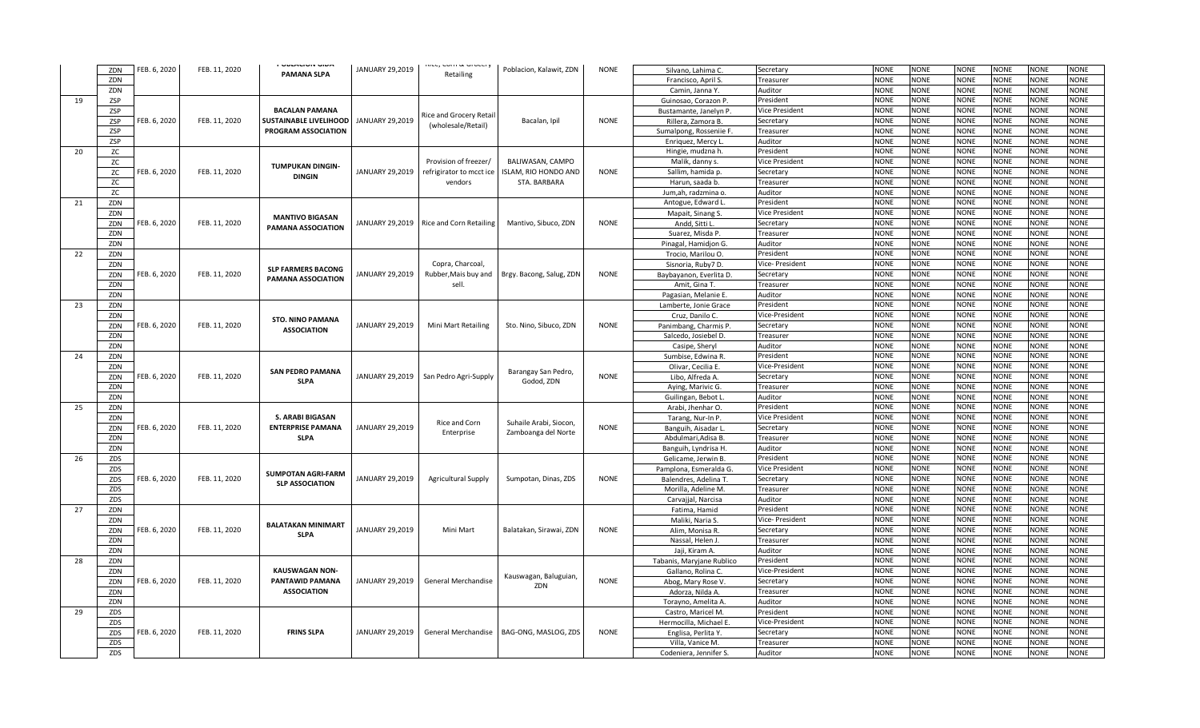| | ZDN | FEB. 6, 2020 | FEB. 11, 2020 | POBLACION GIDA PAMANA SLPA | JANUARY 29,2019 | Rice, Corn & Grocery Retailing | Poblacion, Kalawit, ZDN | NONE | Silvano, Lahima C. | Secretary | NONE | NONE | NONE | NONE | NONE | NONE |
|---|---|---|---|---|---|---|---|---|---|---|---|---|---|---|---|---|
| | ZDN | | | | | | | | Francisco, April S. | Treasurer | NONE | NONE | NONE | NONE | NONE | NONE |
| | ZDN | | | | | | | | Camin, Janna Y. | Auditor | NONE | NONE | NONE | NONE | NONE | NONE |
| 19 | ZSP | | | | | | | | Guinosao, Corazon P. | President | NONE | NONE | NONE | NONE | NONE | NONE |
| | ZSP | | | BACALAN PAMANA | | Rice and Grocery Retail | | | Bustamante, Janelyn P. | Vice President | NONE | NONE | NONE | NONE | NONE | NONE |
| | ZSP | FEB. 6, 2020 | FEB. 11, 2020 | SUSTAINABLE LIVELIHOOD | JANUARY 29,2019 | (wholesale/Retail) | Bacalan, Ipil | NONE | Rillera, Zamora B. | Secretary | NONE | NONE | NONE | NONE | NONE | NONE |
| | ZSP | | | PROGRAM ASSOCIATION | | | | | Sumalpong, Rosseniie F. | Treasurer | NONE | NONE | NONE | NONE | NONE | NONE |
| | ZSP | | | | | | | | Enriquez, Mercy L. | Auditor | NONE | NONE | NONE | NONE | NONE | NONE |
| 20 | ZC | | | | | | | | Hingie, mudzna h. | President | NONE | NONE | NONE | NONE | NONE | NONE |
| | ZC | | | TUMPUKAN DINGIN- | | Provision of freezer/ | BALIWASAN, CAMPO | | Malik, danny s. | Vice President | NONE | NONE | NONE | NONE | NONE | NONE |
| | ZC | FEB. 6, 2020 | FEB. 11, 2020 | DINGIN | JANUARY 29,2019 | refrigirator to mcct ice | ISLAM, RIO HONDO AND | NONE | Sallim, hamida p. | Secretary | NONE | NONE | NONE | NONE | NONE | NONE |
| | ZC | | | | | vendors | STA. BARBARA | | Harun, saada b. | Treasurer | NONE | NONE | NONE | NONE | NONE | NONE |
| | ZC | | | | | | | | Jum,ah, radzmina o. | Auditor | NONE | NONE | NONE | NONE | NONE | NONE |
| 21 | ZDN | | | | | | | | Antogue, Edward L. | President | NONE | NONE | NONE | NONE | NONE | NONE |
| | ZDN | | | MANTIVO BIGASAN | | | | | Mapait, Sinang S. | Vice President | NONE | NONE | NONE | NONE | NONE | NONE |
| | ZDN | FEB. 6, 2020 | FEB. 11, 2020 | PAMANA ASSOCIATION | JANUARY 29,2019 | Rice and Corn Retailing | Mantivo, Sibuco, ZDN | NONE | Andd, Sitti L. | Secretary | NONE | NONE | NONE | NONE | NONE | NONE |
| | ZDN | | | | | | | | Suarez, Misda P. | Treasurer | NONE | NONE | NONE | NONE | NONE | NONE |
| | ZDN | | | | | | | | Pinagal, Hamidjon G. | Auditor | NONE | NONE | NONE | NONE | NONE | NONE |
| 22 | ZDN | | | | | | | | Trocio, Marilou O. | President | NONE | NONE | NONE | NONE | NONE | NONE |
| | ZDN | | | SLP FARMERS BACONG | | Copra, Charcoal, | | | Sisnoria, Ruby7 D. | Vice- President | NONE | NONE | NONE | NONE | NONE | NONE |
| | ZDN | FEB. 6, 2020 | FEB. 11, 2020 | PAMANA ASSOCIATION | JANUARY 29,2019 | Rubber,Mais buy and | Brgy. Bacong, Salug, ZDN | NONE | Baybayanon, Everlita D. | Secretary | NONE | NONE | NONE | NONE | NONE | NONE |
| | ZDN | | | | | sell. | | | Amit, Gina T. | Treasurer | NONE | NONE | NONE | NONE | NONE | NONE |
| | ZDN | | | | | | | | Pagasian, Melanie E. | Auditor | NONE | NONE | NONE | NONE | NONE | NONE |
| 23 | ZDN | | | | | | | | Lamberte, Jonie Grace | President | NONE | NONE | NONE | NONE | NONE | NONE |
| | ZDN | | | STO. NINO PAMANA | | | | | Cruz, Danilo C. | Vice-President | NONE | NONE | NONE | NONE | NONE | NONE |
| | ZDN | FEB. 6, 2020 | FEB. 11, 2020 | ASSOCIATION | JANUARY 29,2019 | Mini Mart Retailing | Sto. Nino, Sibuco, ZDN | NONE | Panimbang, Charmis P. | Secretary | NONE | NONE | NONE | NONE | NONE | NONE |
| | ZDN | | | | | | | | Salcedo, Josiebel D. | Treasurer | NONE | NONE | NONE | NONE | NONE | NONE |
| | ZDN | | | | | | | | Casipe, Sheryl | Auditor | NONE | NONE | NONE | NONE | NONE | NONE |
| 24 | ZDN | | | | | | | | Sumbise, Edwina R. | President | NONE | NONE | NONE | NONE | NONE | NONE |
| | ZDN | | | SAN PEDRO PAMANA | | | Barangay San Pedro, | | Olivar, Cecilia E. | Vice-President | NONE | NONE | NONE | NONE | NONE | NONE |
| | ZDN | FEB. 6, 2020 | FEB. 11, 2020 | SLPA | JANUARY 29,2019 | San Pedro Agri-Supply | Godod, ZDN | NONE | Libo, Alfreda A. | Secretary | NONE | NONE | NONE | NONE | NONE | NONE |
| | ZDN | | | | | | | | Aying, Marivic G. | Treasurer | NONE | NONE | NONE | NONE | NONE | NONE |
| | ZDN | | | | | | | | Guilingan, Bebot L. | Auditor | NONE | NONE | NONE | NONE | NONE | NONE |
| 25 | ZDN | | | | | | | | Arabi, Jhenhar O. | President | NONE | NONE | NONE | NONE | NONE | NONE |
| | ZDN | | | S. ARABI BIGASAN | | Rice and Corn | Suhaile Arabi, Siocon, | | Tarang, Nur-In P. | Vice President | NONE | NONE | NONE | NONE | NONE | NONE |
| | ZDN | FEB. 6, 2020 | FEB. 11, 2020 | ENTERPRISE PAMANA | JANUARY 29,2019 | Enterprise | Zamboanga del Norte | NONE | Banguih, Aisadar L. | Secretary | NONE | NONE | NONE | NONE | NONE | NONE |
| | ZDN | | | SLPA | | | | | Abdulmari,Adisa B. | Treasurer | NONE | NONE | NONE | NONE | NONE | NONE |
| | ZDN | | | | | | | | Banguih, Lyndrisa H. | Auditor | NONE | NONE | NONE | NONE | NONE | NONE |
| 26 | ZDS | | | | | | | | Gelicame, Jerwin B. | President | NONE | NONE | NONE | NONE | NONE | NONE |
| | ZDS | | | SUMPOTAN AGRI-FARM | | | | | Pamplona, Esmeralda G. | Vice President | NONE | NONE | NONE | NONE | NONE | NONE |
| | ZDS | FEB. 6, 2020 | FEB. 11, 2020 | SLP ASSOCIATION | JANUARY 29,2019 | Agricultural Supply | Sumpotan, Dinas, ZDS | NONE | Balendres, Adelina T. | Secretary | NONE | NONE | NONE | NONE | NONE | NONE |
| | ZDS | | | | | | | | Morilla, Adeline M. | Treasurer | NONE | NONE | NONE | NONE | NONE | NONE |
| | ZDS | | | | | | | | Carvajjal, Narcisa | Auditor | NONE | NONE | NONE | NONE | NONE | NONE |
| 27 | ZDN | | | | | | | | Fatima, Hamid | President | NONE | NONE | NONE | NONE | NONE | NONE |
| | ZDN | | | BALATAKAN MINIMART | | | | | Maliki, Naria S. | Vice- President | NONE | NONE | NONE | NONE | NONE | NONE |
| | ZDN | FEB. 6, 2020 | FEB. 11, 2020 | SLPA | JANUARY 29,2019 | Mini Mart | Balatakan, Sirawai, ZDN | NONE | Alim, Monisa R. | Secretary | NONE | NONE | NONE | NONE | NONE | NONE |
| | ZDN | | | | | | | | Nassal, Helen J. | Treasurer | NONE | NONE | NONE | NONE | NONE | NONE |
| | ZDN | | | | | | | | Jaji, Kiram A. | Auditor | NONE | NONE | NONE | NONE | NONE | NONE |
| 28 | ZDN | | | | | | | | Tabanis, Maryjane Rublico | President | NONE | NONE | NONE | NONE | NONE | NONE |
| | ZDN | | | KAUSWAGAN NON- | | | Kauswagan, Baluguian, | | Gallano, Rolina C. | Vice-President | NONE | NONE | NONE | NONE | NONE | NONE |
| | ZDN | FEB. 6, 2020 | FEB. 11, 2020 | PANTAWID PAMANA | JANUARY 29,2019 | General Merchandise | ZDN | NONE | Abog, Mary Rose V. | Secretary | NONE | NONE | NONE | NONE | NONE | NONE |
| | ZDN | | | ASSOCIATION | | | | | Adorza, Nilda A. | Treasurer | NONE | NONE | NONE | NONE | NONE | NONE |
| | ZDN | | | | | | | | Torayno, Amelita A. | Auditor | NONE | NONE | NONE | NONE | NONE | NONE |
| 29 | ZDS | | | | | | | | Castro, Maricel M. | President | NONE | NONE | NONE | NONE | NONE | NONE |
| | ZDS | | | | | | | | Hermocilla, Michael E. | Vice-President | NONE | NONE | NONE | NONE | NONE | NONE |
| | ZDS | FEB. 6, 2020 | FEB. 11, 2020 | FRINS SLPA | JANUARY 29,2019 | General Merchandise | BAG-ONG, MASLOG, ZDS | NONE | Englisa, Perlita Y. | Secretary | NONE | NONE | NONE | NONE | NONE | NONE |
| | ZDS | | | | | | | | Villa, Vanice M. | Treasurer | NONE | NONE | NONE | NONE | NONE | NONE |
| | ZDS | | | | | | | | Codeniera, Jennifer S. | Auditor | NONE | NONE | NONE | NONE | NONE | NONE |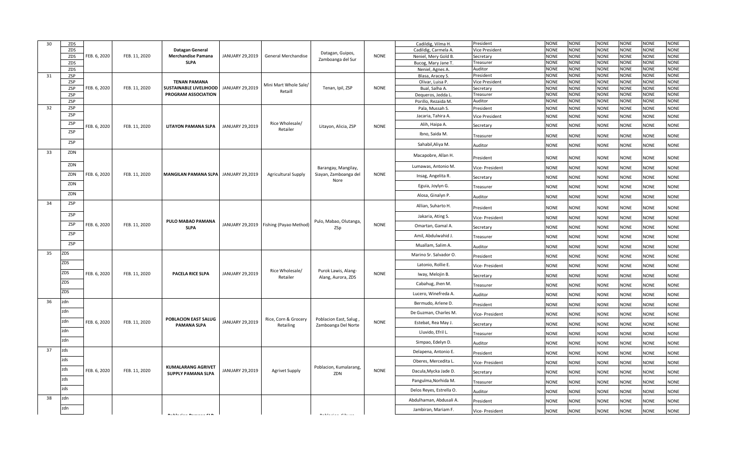| 30 | ZDS | FEB. 6, 2020 | FEB. 11, 2020 | **Datagan General Merchandise Pamana SLPA** | JANUARY 29,2019 | General Merchandise | Datagan, Guipos, Zamboanga del Sur | NONE | Cadildig, Vilma H. | President | NONE | NONE | NONE | NONE | NONE | NONE |
|---|---|---|---|---|---|---|---|---|---|---|---|---|---|---|---|---|
| | ZDS | | | | | | | | Cadildig, Carmela A. | Vice President | NONE | NONE | NONE | NONE | NONE | NONE |
| | ZDS | | | | | | | | Neniel, Mery Gold B. | Secretary | NONE | NONE | NONE | NONE | NONE | NONE |
| | ZDS | | | | | | | | Bucog, Mary Jane T. | Treasurer | NONE | NONE | NONE | NONE | NONE | NONE |
| | ZDS | | | | | | | | Neniel, Agnes A. | Auditor | NONE | NONE | NONE | NONE | NONE | NONE |
| 31 | ZSP | FEB. 6, 2020 | FEB. 11, 2020 | **TENAN PAMANA SUSTAINABLE LIVELIHOOD PROGRAM ASSOCIATION** | JANUARY 29,2019 | Mini Mart Whole Sale/ Retaill | Tenan, Ipil, ZSP | NONE | Blasa, Aracey S. | President | NONE | NONE | NONE | NONE | NONE | NONE |
| | ZSP | | | | | | | | Olivar, Luisa P. | Vice President | NONE | NONE | NONE | NONE | NONE | NONE |
| | ZSP | | | | | | | | Bual, Salha A. | Secretary | NONE | NONE | NONE | NONE | NONE | NONE |
| | ZSP | | | | | | | | Dequeros, Jedda L. | Treasurer | NONE | NONE | NONE | NONE | NONE | NONE |
| | ZSP | | | | | | | | Porillo, Rezaida M. | Auditor | NONE | NONE | NONE | NONE | NONE | NONE |
| 32 | ZSP | FEB. 6, 2020 | FEB. 11, 2020 | **LITAYON PAMANA SLPA** | JANUARY 29,2019 | Rice Wholesale/ Retailer | Litayon, Alicia, ZSP | NONE | Pala, Mussah S. | President | NONE | NONE | NONE | NONE | NONE | NONE |
| | ZSP | | | | | | | | Jacaria, Tahira A. | Vice President | NONE | NONE | NONE | NONE | NONE | NONE |
| | ZSP | | | | | | | | Alih, Haipa A. | Secretary | NONE | NONE | NONE | NONE | NONE | NONE |
| | ZSP | | | | | | | | Ibno, Saida M. | Treasurer | NONE | NONE | NONE | NONE | NONE | NONE |
| | ZSP | | | | | | | | Sahabil,Aliya M. | Auditor | NONE | NONE | NONE | NONE | NONE | NONE |
| 33 | ZDN | FEB. 6, 2020 | FEB. 11, 2020 | **MANGILAN PAMANA SLPA** | JANUARY 29,2019 | Agricultural Supply | Barangay, Mangilay, Siayan, Zamboanga del Nore | NONE | Macapobre, Allan H. | President | NONE | NONE | NONE | NONE | NONE | NONE |
| | ZDN | | | | | | | | Lumawas, Antonio M. | Vice- President | NONE | NONE | NONE | NONE | NONE | NONE |
| | ZDN | | | | | | | | Insag, Angelita R. | Secretary | NONE | NONE | NONE | NONE | NONE | NONE |
| | ZDN | | | | | | | | Eguia, Joylyn G. | Treasurer | NONE | NONE | NONE | NONE | NONE | NONE |
| | ZDN | | | | | | | | Alosa, Ginalyn P. | Auditor | NONE | NONE | NONE | NONE | NONE | NONE |
| 34 | ZSP | FEB. 6, 2020 | FEB. 11, 2020 | **PULO MABAO PAMANA SLPA** | JANUARY 29,2019 | Fishing (Payao Method) | Pulo, Mabao, Olutanga, ZSp | NONE | Allian, Suharto H. | President | NONE | NONE | NONE | NONE | NONE | NONE |
| | ZSP | | | | | | | | Jakaria, Ating S. | Vice- President | NONE | NONE | NONE | NONE | NONE | NONE |
| | ZSP | | | | | | | | Omartan, Gamal A. | Secretary | NONE | NONE | NONE | NONE | NONE | NONE |
| | ZSP | | | | | | | | Amil, Abdulwahid J. | Treasurer | NONE | NONE | NONE | NONE | NONE | NONE |
| | ZSP | | | | | | | | Muallam, Salim A. | Auditor | NONE | NONE | NONE | NONE | NONE | NONE |
| 35 | ZDS | FEB. 6, 2020 | FEB. 11, 2020 | **PACELA RICE SLPA** | JANUARY 29,2019 | Rice Wholesale/ Retailer | Purok Lawis, Alang-Alang, Aurora, ZDS | NONE | Marino Sr. Salvador O. | President | NONE | NONE | NONE | NONE | NONE | NONE |
| | ZDS | | | | | | | | Latonio, Rollie E. | Vice- President | NONE | NONE | NONE | NONE | NONE | NONE |
| | ZDS | | | | | | | | Iway, Melojin B. | Secretary | NONE | NONE | NONE | NONE | NONE | NONE |
| | ZDS | | | | | | | | Cabahug, Jhen M. | Treasurer | NONE | NONE | NONE | NONE | NONE | NONE |
| | ZDS | | | | | | | | Lucero, Winefreda A. | Auditor | NONE | NONE | NONE | NONE | NONE | NONE |
| 36 | zdn | FEB. 6, 2020 | FEB. 11, 2020 | **POBLACION EAST SALUG PAMANA SLPA** | JANUARY 29,2019 | Rice, Corn & Grocery Retailing | Poblacion East, Salug , Zamboanga Del Norte | NONE | Bermudo, Arlene D. | President | NONE | NONE | NONE | NONE | NONE | NONE |
| | zdn | | | | | | | | De Guzman, Charles M. | Vice- President | NONE | NONE | NONE | NONE | NONE | NONE |
| | zdn | | | | | | | | Estebat, Rea May J. | Secretary | NONE | NONE | NONE | NONE | NONE | NONE |
| | zdn | | | | | | | | Lluvido, Efril L. | Treasurer | NONE | NONE | NONE | NONE | NONE | NONE |
| | zdn | | | | | | | | Simpao, Edelyn D. | Auditor | NONE | NONE | NONE | NONE | NONE | NONE |
| 37 | zds | FEB. 6, 2020 | FEB. 11, 2020 | **KUMALARANG AGRIVET SUPPLY PAMANA SLPA** | JANUARY 29,2019 | Agrivet Supply | Poblacion, Kumalarang, ZDN | NONE | Delapena, Antonio E. | President | NONE | NONE | NONE | NONE | NONE | NONE |
| | zds | | | | | | | | Oberes, Mercedita L. | Vice- President | NONE | NONE | NONE | NONE | NONE | NONE |
| | zds | | | | | | | | Dacula,Mycka Jade D. | Secretary | NONE | NONE | NONE | NONE | NONE | NONE |
| | zds | | | | | | | | Pangulma,Norhida M. | Treasurer | NONE | NONE | NONE | NONE | NONE | NONE |
| | zds | | | | | | | | Delos Reyes, Estrella O. | Auditor | NONE | NONE | NONE | NONE | NONE | NONE |
| 38 | zdn | | | | | | | | Abdulhaman, Abdusali A. | President | NONE | NONE | NONE | NONE | NONE | NONE |
| | zdn | | | | | | | | Jambiran, Mariam F. | Vice- President | NONE | NONE | NONE | NONE | NONE | NONE |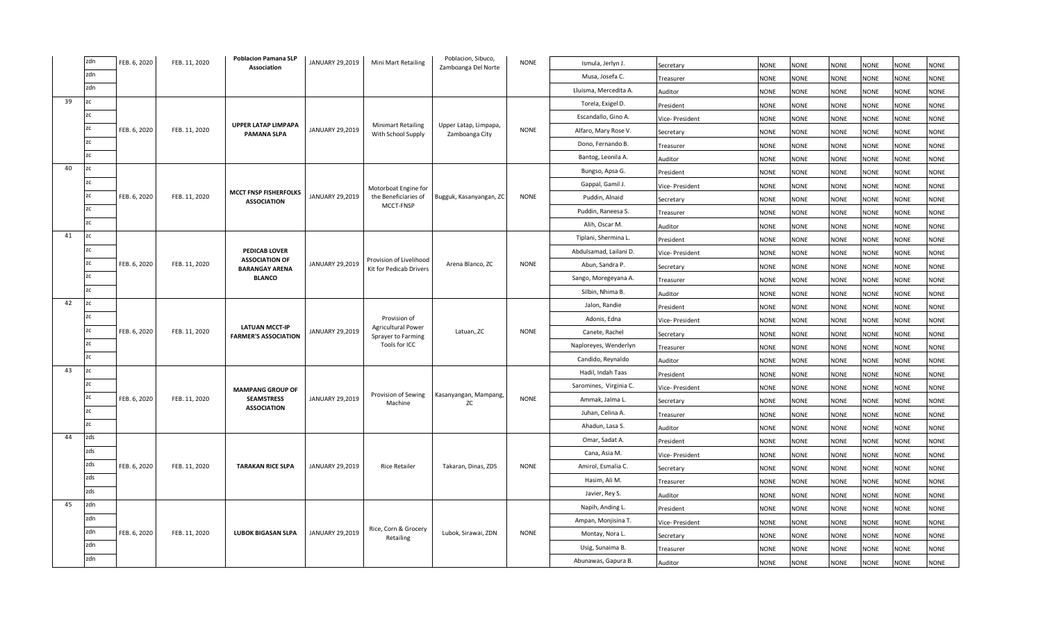| | zdn | FEB. 6, 2020 | FEB. 11, 2020 | Poblacion Pamana SLP Association | JANUARY 29,2019 | Mini Mart Retailing | Poblacion, Sibuco, Zamboanga Del Norte | NONE | Ismula, Jerlyn J. | Secretary | NONE | NONE | NONE | NONE | NONE | NONE |
|---|---|---|---|---|---|---|---|---|---|---|---|---|---|---|---|---|
| | zdn | | | | | | | | Musa, Josefa C. | Treasurer | NONE | NONE | NONE | NONE | NONE | NONE |
| | zdn | | | | | | | | Lluisma, Mercedita A. | Auditor | NONE | NONE | NONE | NONE | NONE | NONE |
| 39 | zc | FEB. 6, 2020 | FEB. 11, 2020 | UPPER LATAP LIMPAPA PAMANA SLPA | JANUARY 29,2019 | Minimart Retailing With School Supply | Upper Latap, Limpapa, Zamboanga City | NONE | Torela, Exigel D. | President | NONE | NONE | NONE | NONE | NONE | NONE |
| | zc | | | | | | | | Escandallo, Gino A. | Vice- President | NONE | NONE | NONE | NONE | NONE | NONE |
| | zc | | | | | | | | Alfaro, Mary Rose V. | Secretary | NONE | NONE | NONE | NONE | NONE | NONE |
| | zc | | | | | | | | Dono, Fernando B. | Treasurer | NONE | NONE | NONE | NONE | NONE | NONE |
| | zc | | | | | | | | Bantog, Leonila A. | Auditor | NONE | NONE | NONE | NONE | NONE | NONE |
| 40 | zc | FEB. 6, 2020 | FEB. 11, 2020 | MCCT FNSP FISHERFOLKS ASSOCIATION | JANUARY 29,2019 | Motorboat Engine for the Beneficiaries of MCCT-FNSP | Bugguk, Kasanyangan, ZC | NONE | Bungso, Apsa G. | President | NONE | NONE | NONE | NONE | NONE | NONE |
| | zc | | | | | | | | Gappal, Gamil J. | Vice- President | NONE | NONE | NONE | NONE | NONE | NONE |
| | zc | | | | | | | | Puddin, Alnaid | Secretary | NONE | NONE | NONE | NONE | NONE | NONE |
| | zc | | | | | | | | Puddin, Raneesa S. | Treasurer | NONE | NONE | NONE | NONE | NONE | NONE |
| | zc | | | | | | | | Alih, Oscar M. | Auditor | NONE | NONE | NONE | NONE | NONE | NONE |
| 41 | zc | FEB. 6, 2020 | FEB. 11, 2020 | PEDICAB LOVER ASSOCIATION OF BARANGAY ARENA BLANCO | JANUARY 29,2019 | Provision of Livelihood Kit for Pedicab Drivers | Arena Blanco, ZC | NONE | Tiplani, Shermina L. | President | NONE | NONE | NONE | NONE | NONE | NONE |
| | zc | | | | | | | | Abdulsamad, Lailani D. | Vice- President | NONE | NONE | NONE | NONE | NONE | NONE |
| | zc | | | | | | | | Abun, Sandra P. | Secretary | NONE | NONE | NONE | NONE | NONE | NONE |
| | zc | | | | | | | | Sango, Moregeyana A. | Treasurer | NONE | NONE | NONE | NONE | NONE | NONE |
| | zc | | | | | | | | Silbin, Nhima B. | Auditor | NONE | NONE | NONE | NONE | NONE | NONE |
| 42 | zc | FEB. 6, 2020 | FEB. 11, 2020 | LATUAN MCCT-IP FARMER'S ASSOCIATION | JANUARY 29,2019 | Provision of Agricultural Power Sprayer to Farming Tools for ICC | Latuan,.ZC | NONE | Jalon, Randie | President | NONE | NONE | NONE | NONE | NONE | NONE |
| | zc | | | | | | | | Adonis, Edna | Vice- President | NONE | NONE | NONE | NONE | NONE | NONE |
| | zc | | | | | | | | Canete, Rachel | Secretary | NONE | NONE | NONE | NONE | NONE | NONE |
| | zc | | | | | | | | Naploreyes, Wenderlyn | Treasurer | NONE | NONE | NONE | NONE | NONE | NONE |
| | zc | | | | | | | | Candido, Reynaldo | Auditor | NONE | NONE | NONE | NONE | NONE | NONE |
| 43 | zc | FEB. 6, 2020 | FEB. 11, 2020 | MAMPANG GROUP OF SEAMSTRESS ASSOCIATION | JANUARY 29,2019 | Provision of Sewing Machine | Kasanyangan, Mampang, ZC | NONE | Hadil, Indah Taas | President | NONE | NONE | NONE | NONE | NONE | NONE |
| | zc | | | | | | | | Saromines, Virginia C. | Vice- President | NONE | NONE | NONE | NONE | NONE | NONE |
| | zc | | | | | | | | Ammak, Jalma L. | Secretary | NONE | NONE | NONE | NONE | NONE | NONE |
| | zc | | | | | | | | Juhan, Celina A. | Treasurer | NONE | NONE | NONE | NONE | NONE | NONE |
| | zc | | | | | | | | Ahadun, Lasa S. | Auditor | NONE | NONE | NONE | NONE | NONE | NONE |
| 44 | zds | FEB. 6, 2020 | FEB. 11, 2020 | TARAKAN RICE SLPA | JANUARY 29,2019 | Rice Retailer | Takaran, Dinas, ZDS | NONE | Omar, Sadat A. | President | NONE | NONE | NONE | NONE | NONE | NONE |
| | zds | | | | | | | | Cana, Asia M. | Vice- President | NONE | NONE | NONE | NONE | NONE | NONE |
| | zds | | | | | | | | Amirol, Esmalia C. | Secretary | NONE | NONE | NONE | NONE | NONE | NONE |
| | zds | | | | | | | | Hasim, Ali M. | Treasurer | NONE | NONE | NONE | NONE | NONE | NONE |
| | zds | | | | | | | | Javier, Rey S. | Auditor | NONE | NONE | NONE | NONE | NONE | NONE |
| 45 | zdn | FEB. 6, 2020 | FEB. 11, 2020 | LUBOK BIGASAN SLPA | JANUARY 29,2019 | Rice, Corn & Grocery Retailing | Lubok, Sirawai, ZDN | NONE | Napih, Anding L. | President | NONE | NONE | NONE | NONE | NONE | NONE |
| | zdn | | | | | | | | Ampan, Monjisina T. | Vice- President | NONE | NONE | NONE | NONE | NONE | NONE |
| | zdn | | | | | | | | Montay, Nora L. | Secretary | NONE | NONE | NONE | NONE | NONE | NONE |
| | zdn | | | | | | | | Usig, Sunaima B. | Treasurer | NONE | NONE | NONE | NONE | NONE | NONE |
| | zdn | | | | | | | | Abunawas, Gapura B. | Auditor | NONE | NONE | NONE | NONE | NONE | NONE |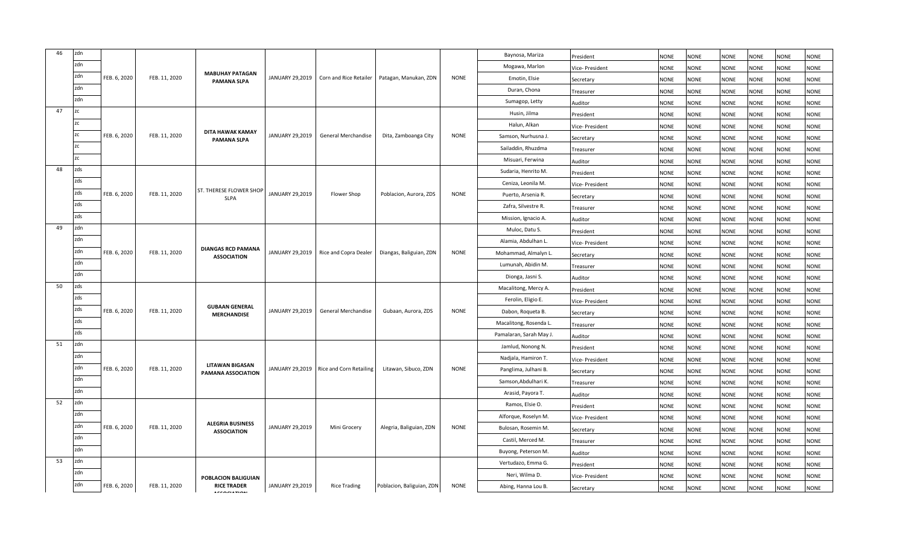| 46 | zdn | FEB. 6, 2020 | FEB. 11, 2020 | MABUHAY PATAGAN PAMANA SLPA | JANUARY 29,2019 | Corn and Rice Retailer | Patagan, Manukan, ZDN | NONE | Baynosa, Mariza | President | NONE | NONE | NONE | NONE | NONE | NONE |
|---|---|---|---|---|---|---|---|---|---|---|---|---|---|---|---|---|
| | zdn | | | | | | | | Mogawa, Marlon | Vice- President | NONE | NONE | NONE | NONE | NONE | NONE |
| | zdn | | | | | | | | Emotin, Elsie | Secretary | NONE | NONE | NONE | NONE | NONE | NONE |
| | zdn | | | | | | | | Duran, Chona | Treasurer | NONE | NONE | NONE | NONE | NONE | NONE |
| | zdn | | | | | | | | Sumagop, Letty | Auditor | NONE | NONE | NONE | NONE | NONE | NONE |
| 47 | zc | FEB. 6, 2020 | FEB. 11, 2020 | DITA HAWAK KAMAY PAMANA SLPA | JANUARY 29,2019 | General Merchandise | Dita, Zamboanga City | NONE | Husin, Jilma | President | NONE | NONE | NONE | NONE | NONE | NONE |
| | zc | | | | | | | | Halun, Alkan | Vice- President | NONE | NONE | NONE | NONE | NONE | NONE |
| | zc | | | | | | | | Samson, Nurhusna J. | Secretary | NONE | NONE | NONE | NONE | NONE | NONE |
| | zc | | | | | | | | Sailaddin, Rhuzdma | Treasurer | NONE | NONE | NONE | NONE | NONE | NONE |
| | zc | | | | | | | | Misuari, Ferwina | Auditor | NONE | NONE | NONE | NONE | NONE | NONE |
| 48 | zds | FEB. 6, 2020 | FEB. 11, 2020 | ST. THERESE FLOWER SHOP SLPA | JANUARY 29,2019 | Flower Shop | Poblacion, Aurora, ZDS | NONE | Sudaria, Henrito M. | President | NONE | NONE | NONE | NONE | NONE | NONE |
| | zds | | | | | | | | Ceniza, Leonila M. | Vice- President | NONE | NONE | NONE | NONE | NONE | NONE |
| | zds | | | | | | | | Puerto, Arsenia R. | Secretary | NONE | NONE | NONE | NONE | NONE | NONE |
| | zds | | | | | | | | Zafra, Silvestre R. | Treasurer | NONE | NONE | NONE | NONE | NONE | NONE |
| | zds | | | | | | | | Mission, Ignacio A. | Auditor | NONE | NONE | NONE | NONE | NONE | NONE |
| 49 | zdn | FEB. 6, 2020 | FEB. 11, 2020 | DIANGAS RCD PAMANA ASSOCIATION | JANUARY 29,2019 | Rice and Copra Dealer | Diangas, Baliguian, ZDN | NONE | Muloc, Datu S. | President | NONE | NONE | NONE | NONE | NONE | NONE |
| | zdn | | | | | | | | Alamia, Abdulhan L. | Vice- President | NONE | NONE | NONE | NONE | NONE | NONE |
| | zdn | | | | | | | | Mohammad, Almalyn L. | Secretary | NONE | NONE | NONE | NONE | NONE | NONE |
| | zdn | | | | | | | | Lumunah, Abidin M. | Treasurer | NONE | NONE | NONE | NONE | NONE | NONE |
| | zdn | | | | | | | | Dionga, Jasni S. | Auditor | NONE | NONE | NONE | NONE | NONE | NONE |
| 50 | zds | FEB. 6, 2020 | FEB. 11, 2020 | GUBAAN GENERAL MERCHANDISE | JANUARY 29,2019 | General Merchandise | Gubaan, Aurora, ZDS | NONE | Macalitong, Mercy A. | President | NONE | NONE | NONE | NONE | NONE | NONE |
| | zds | | | | | | | | Ferolin, Eligio E. | Vice- President | NONE | NONE | NONE | NONE | NONE | NONE |
| | zds | | | | | | | | Dabon, Roqueta B. | Secretary | NONE | NONE | NONE | NONE | NONE | NONE |
| | zds | | | | | | | | Macalitong, Rosenda L. | Treasurer | NONE | NONE | NONE | NONE | NONE | NONE |
| | zds | | | | | | | | Pamalaran, Sarah May J. | Auditor | NONE | NONE | NONE | NONE | NONE | NONE |
| 51 | zdn | FEB. 6, 2020 | FEB. 11, 2020 | LITAWAN BIGASAN PAMANA ASSOCIATION | JANUARY 29,2019 | Rice and Corn Retailing | Litawan, Sibuco, ZDN | NONE | Jamlud, Nonong N. | President | NONE | NONE | NONE | NONE | NONE | NONE |
| | zdn | | | | | | | | Nadjala, Hamiron T. | Vice- President | NONE | NONE | NONE | NONE | NONE | NONE |
| | zdn | | | | | | | | Panglima, Julhani B. | Secretary | NONE | NONE | NONE | NONE | NONE | NONE |
| | zdn | | | | | | | | Samson,Abdulhari K. | Treasurer | NONE | NONE | NONE | NONE | NONE | NONE |
| | zdn | | | | | | | | Arasid, Payora T. | Auditor | NONE | NONE | NONE | NONE | NONE | NONE |
| 52 | zdn | FEB. 6, 2020 | FEB. 11, 2020 | ALEGRIA BUSINESS ASSOCIATION | JANUARY 29,2019 | Mini Grocery | Alegria, Baliguian, ZDN | NONE | Ramos, Elsie O. | President | NONE | NONE | NONE | NONE | NONE | NONE |
| | zdn | | | | | | | | Alforque, Roselyn M. | Vice- President | NONE | NONE | NONE | NONE | NONE | NONE |
| | zdn | | | | | | | | Bulosan, Rosemin M. | Secretary | NONE | NONE | NONE | NONE | NONE | NONE |
| | zdn | | | | | | | | Castil, Merced M. | Treasurer | NONE | NONE | NONE | NONE | NONE | NONE |
| | zdn | | | | | | | | Buyong, Peterson M. | Auditor | NONE | NONE | NONE | NONE | NONE | NONE |
| 53 | zdn | FEB. 6, 2020 | FEB. 11, 2020 | POBLACION BALIGUIAN RICE TRADER ASSOCIATION | JANUARY 29,2019 | Rice Trading | Poblacion, Baliguian, ZDN | NONE | Vertudazo, Emma G. | President | NONE | NONE | NONE | NONE | NONE | NONE |
| | zdn | | | | | | | | Neri, Wilma D. | Vice- President | NONE | NONE | NONE | NONE | NONE | NONE |
| | zdn | | | | | | | | Abing, Hanna Lou B. | Secretary | NONE | NONE | NONE | NONE | NONE | NONE |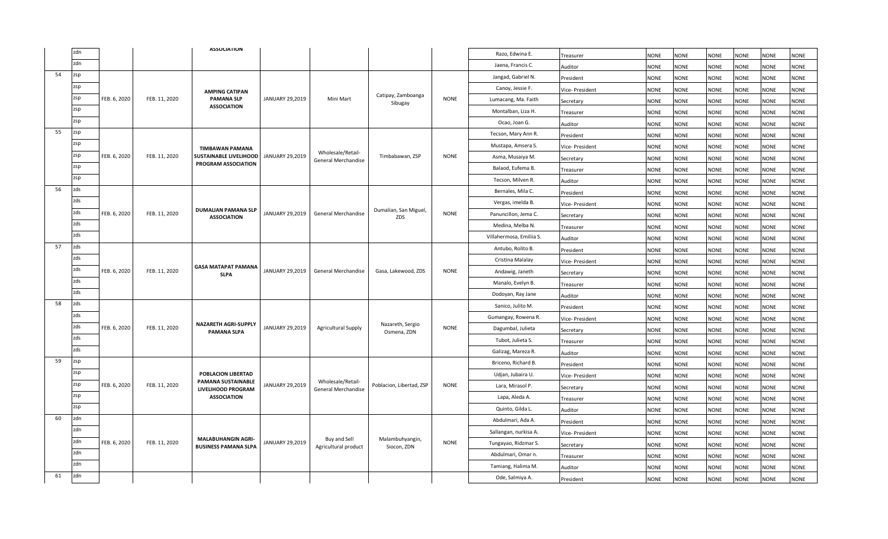| | zdn | | | ASSOCIATION | | | | | Razo, Edwina E. | Treasurer | NONE | NONE | NONE | NONE | NONE | NONE |
|---|---|---|---|---|---|---|---|---|---|---|---|---|---|---|---|---|
| | zdn | | | | | | | | Jaena, Francis C. | Auditor | NONE | NONE | NONE | NONE | NONE | NONE |
| 54 | zsp | | | | | | | | Jangad, Gabriel N. | President | NONE | NONE | NONE | NONE | NONE | NONE |
| | zsp | | | | | | | | Canoy, Jessie F. | Vice- President | NONE | NONE | NONE | NONE | NONE | NONE |
| | zsp | FEB. 6, 2020 | FEB. 11, 2020 | **AMPING CATIPAN PAMANA SLP ASSOCIATION** | JANUARY 29,2019 | Mini Mart | Catipay, Zamboanga Sibugay | NONE | Lumacang, Ma. Faith | Secretary | NONE | NONE | NONE | NONE | NONE | NONE |
| | zsp | | | | | | | | Montalban, Liza H. | Treasurer | NONE | NONE | NONE | NONE | NONE | NONE |
| | zsp | | | | | | | | Ocao, Joan G. | Auditor | NONE | NONE | NONE | NONE | NONE | NONE |
| 55 | zsp | | | | | | | | Tecson, Mary Ann R. | President | NONE | NONE | NONE | NONE | NONE | NONE |
| | zsp | | | | | | | | Mustapa, Amsera S. | Vice- President | NONE | NONE | NONE | NONE | NONE | NONE |
| | zsp | FEB. 6, 2020 | FEB. 11, 2020 | **TIMBAWAN PAMANA SUSTAINABLE LIVELIHOOD PROGRAM ASSOCIATION** | JANUARY 29,2019 | Wholesale/Retail-General Merchandise | Timbabawan, ZSP | NONE | Asma, Musaiya M. | Secretary | NONE | NONE | NONE | NONE | NONE | NONE |
| | zsp | | | | | | | | Balaod, Eufema B. | Treasurer | NONE | NONE | NONE | NONE | NONE | NONE |
| | zsp | | | | | | | | Tecson, Milven R. | Auditor | NONE | NONE | NONE | NONE | NONE | NONE |
| 56 | zds | | | | | | | | Bernales, Mila C. | President | NONE | NONE | NONE | NONE | NONE | NONE |
| | zds | | | | | | | | Vergas, imelda B. | Vice- President | NONE | NONE | NONE | NONE | NONE | NONE |
| | zds | FEB. 6, 2020 | FEB. 11, 2020 | **DUMALIAN PAMANA SLP ASSOCIATION** | JANUARY 29,2019 | General Merchandise | Dumalian, San Miguel, ZDS | NONE | Panuncillon, Jema C. | Secretary | NONE | NONE | NONE | NONE | NONE | NONE |
| | zds | | | | | | | | Medina, Melba N. | Treasurer | NONE | NONE | NONE | NONE | NONE | NONE |
| | zds | | | | | | | | Villahermosa, Emiliia S. | Auditor | NONE | NONE | NONE | NONE | NONE | NONE |
| 57 | zds | | | | | | | | Antubo, Rolito B. | President | NONE | NONE | NONE | NONE | NONE | NONE |
| | zds | | | | | | | | Cristina Malalay | Vice- President | NONE | NONE | NONE | NONE | NONE | NONE |
| | zds | FEB. 6, 2020 | FEB. 11, 2020 | **GASA MATAPAT PAMANA SLPA** | JANUARY 29,2019 | General Merchandise | Gasa, Lakewood, ZDS | NONE | Andawig, Janeth | Secretary | NONE | NONE | NONE | NONE | NONE | NONE |
| | zds | | | | | | | | Manalo, Evelyn B. | Treasurer | NONE | NONE | NONE | NONE | NONE | NONE |
| | zds | | | | | | | | Dodoyan, Ray Jane | Auditor | NONE | NONE | NONE | NONE | NONE | NONE |
| 58 | zds | | | | | | | | Sanico, Julito M. | President | NONE | NONE | NONE | NONE | NONE | NONE |
| | zds | | | | | | | | Gumangay, Rowena R. | Vice- President | NONE | NONE | NONE | NONE | NONE | NONE |
| | zds | FEB. 6, 2020 | FEB. 11, 2020 | **NAZARETH AGRI-SUPPLY PAMANA SLPA** | JANUARY 29,2019 | Agricultural Supply | Nazareth, Sergio Osmena, ZDN | NONE | Dagumbal, Julieta | Secretary | NONE | NONE | NONE | NONE | NONE | NONE |
| | zds | | | | | | | | Tubot, Julieta S. | Treasurer | NONE | NONE | NONE | NONE | NONE | NONE |
| | zds | | | | | | | | Galizag, Mareza R. | Auditor | NONE | NONE | NONE | NONE | NONE | NONE |
| 59 | zsp | | | | | | | | Briceno, Richard B. | President | NONE | NONE | NONE | NONE | NONE | NONE |
| | zsp | | | | | | | | Udjan, Jubaira U. | Vice- President | NONE | NONE | NONE | NONE | NONE | NONE |
| | zsp | FEB. 6, 2020 | FEB. 11, 2020 | **POBLACION LIBERTAD PAMANA SUSTAINABLE LIVELIHOOD PROGRAM ASSOCIATION** | JANUARY 29,2019 | Wholesale/Retail-General Merchandise | Poblacion, Libertad, ZSP | NONE | Lara, Mirasol P. | Secretary | NONE | NONE | NONE | NONE | NONE | NONE |
| | zsp | | | | | | | | Lapa, Aleda A. | Treasurer | NONE | NONE | NONE | NONE | NONE | NONE |
| | zsp | | | | | | | | Quinto, Gilda L. | Auditor | NONE | NONE | NONE | NONE | NONE | NONE |
| 60 | zdn | | | | | | | | Abdulmari, Ada A. | President | NONE | NONE | NONE | NONE | NONE | NONE |
| | zdn | | | | | | | | Sallangan, nurkisa A. | Vice- President | NONE | NONE | NONE | NONE | NONE | NONE |
| | zdn | FEB. 6, 2020 | FEB. 11, 2020 | **MALABUHANGIN AGRI-BUSINESS PAMANA SLPA** | JANUARY 29,2019 | Buy and Sell Agricultural product | Malambuhyangin, Siocon, ZDN | NONE | Tungayao, Ridzmar S. | Secretary | NONE | NONE | NONE | NONE | NONE | NONE |
| | zdn | | | | | | | | Abdulmari, Omar n. | Treasurer | NONE | NONE | NONE | NONE | NONE | NONE |
| | zdn | | | | | | | | Tamiang, Halima M. | Auditor | NONE | NONE | NONE | NONE | NONE | NONE |
| 61 | zdn | | | | | | | | Ode, Salmiya A. | President | NONE | NONE | NONE | NONE | NONE | NONE |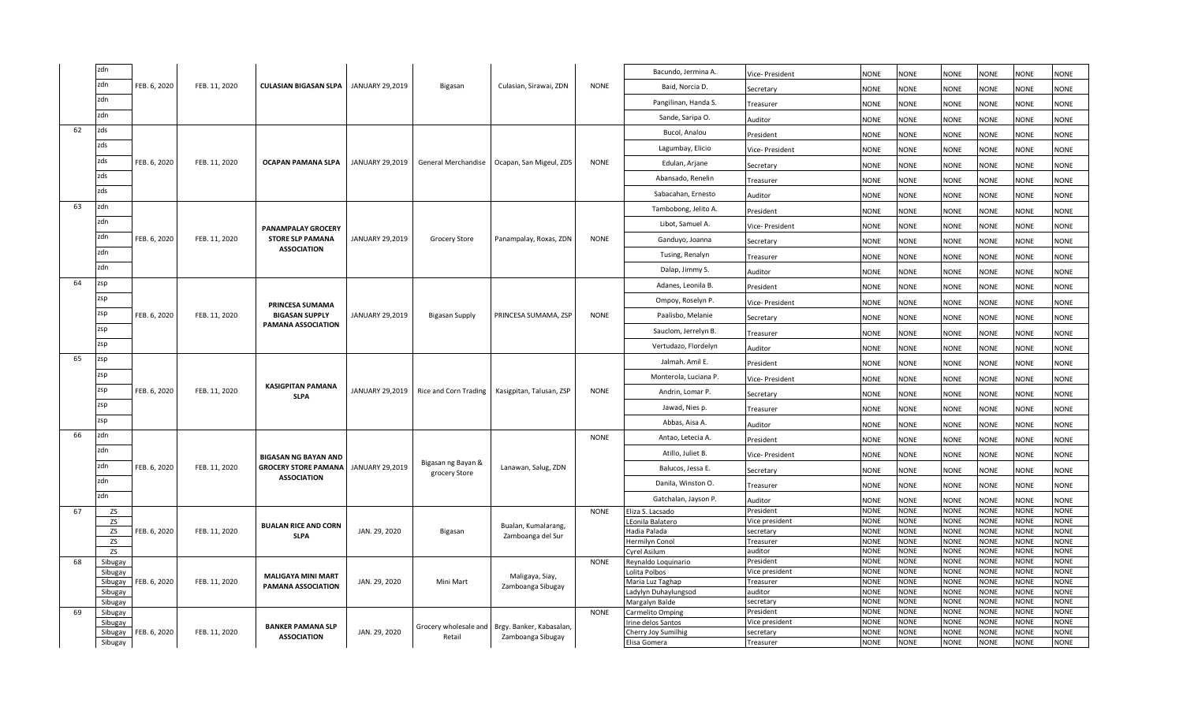| | zdn | | | | | | | | Bacundo, Jermina A. | Vice- President | NONE | NONE | NONE | NONE | NONE | NONE |
|---|---|---|---|---|---|---|---|---|---|---|---|---|---|---|---|---|
| | zdn | FEB. 6, 2020 | FEB. 11, 2020 | **CULASIAN BIGASAN SLPA** | JANUARY 29,2019 | Bigasan | Culasian, Sirawai, ZDN | NONE | Baid, Norcia D. | Secretary | NONE | NONE | NONE | NONE | NONE | NONE |
| | zdn | | | | | | | | Pangilinan, Handa S. | Treasurer | NONE | NONE | NONE | NONE | NONE | NONE |
| | zdn | | | | | | | | Sande, Saripa O. | Auditor | NONE | NONE | NONE | NONE | NONE | NONE |
| 62 | zds | | | | | | | | Bucol, Analou | President | NONE | NONE | NONE | NONE | NONE | NONE |
| | zds | | | | | | | | Lagumbay, Elicio | Vice- President | NONE | NONE | NONE | NONE | NONE | NONE |
| | zds | FEB. 6, 2020 | FEB. 11, 2020 | **OCAPAN PAMANA SLPA** | JANUARY 29,2019 | General Merchandise | Ocapan, San Migeul, ZDS | NONE | Edulan, Arjane | Secretary | NONE | NONE | NONE | NONE | NONE | NONE |
| | zds | | | | | | | | Abansado, Renelin | Treasurer | NONE | NONE | NONE | NONE | NONE | NONE |
| | zds | | | | | | | | Sabacahan, Ernesto | Auditor | NONE | NONE | NONE | NONE | NONE | NONE |
| 63 | zdn | | | | | | | | Tambobong, Jelito A. | President | NONE | NONE | NONE | NONE | NONE | NONE |
| | zdn | | | | | | | | Libot, Samuel A. | Vice- President | NONE | NONE | NONE | NONE | NONE | NONE |
| | zdn | FEB. 6, 2020 | FEB. 11, 2020 | **PANAMPALAY GROCERY STORE SLP PAMANA ASSOCIATION** | JANUARY 29,2019 | Grocery Store | Panampalay, Roxas, ZDN | NONE | Ganduyo, Joanna | Secretary | NONE | NONE | NONE | NONE | NONE | NONE |
| | zdn | | | | | | | | Tusing, Renalyn | Treasurer | NONE | NONE | NONE | NONE | NONE | NONE |
| | zdn | | | | | | | | Dalap, Jimmy S. | Auditor | NONE | NONE | NONE | NONE | NONE | NONE |
| 64 | zsp | | | | | | | | Adanes, Leonila B. | President | NONE | NONE | NONE | NONE | NONE | NONE |
| | zsp | | | | | | | | Ompoy, Roselyn P. | Vice- President | NONE | NONE | NONE | NONE | NONE | NONE |
| | zsp | FEB. 6, 2020 | FEB. 11, 2020 | **PRINCESA SUMAMA BIGASAN SUPPLY PAMANA ASSOCIATION** | JANUARY 29,2019 | Bigasan Supply | PRINCESA SUMAMA, ZSP | NONE | Paalisbo, Melanie | Secretary | NONE | NONE | NONE | NONE | NONE | NONE |
| | zsp | | | | | | | | Sauclom, Jerrelyn B. | Treasurer | NONE | NONE | NONE | NONE | NONE | NONE |
| | zsp | | | | | | | | Vertudazo, Flordelyn | Auditor | NONE | NONE | NONE | NONE | NONE | NONE |
| 65 | zsp | | | | | | | | Jalmah. Amil E. | President | NONE | NONE | NONE | NONE | NONE | NONE |
| | zsp | | | | | | | | Monterola, Luciana P. | Vice- President | NONE | NONE | NONE | NONE | NONE | NONE |
| | zsp | FEB. 6, 2020 | FEB. 11, 2020 | **KASIGPITAN PAMANA SLPA** | JANUARY 29,2019 | Rice and Corn Trading | Kasigpitan, Talusan, ZSP | NONE | Andrin, Lomar P. | Secretary | NONE | NONE | NONE | NONE | NONE | NONE |
| | zsp | | | | | | | | Jawad, Nies p. | Treasurer | NONE | NONE | NONE | NONE | NONE | NONE |
| | zsp | | | | | | | | Abbas, Aisa A. | Auditor | NONE | NONE | NONE | NONE | NONE | NONE |
| 66 | zdn | | | | | | | NONE | Antao, Letecia A. | President | NONE | NONE | NONE | NONE | NONE | NONE |
| | zdn | | | | | | | | Atillo, Juliet B. | Vice- President | NONE | NONE | NONE | NONE | NONE | NONE |
| | zdn | FEB. 6, 2020 | FEB. 11, 2020 | **BIGASAN NG BAYAN AND GROCERY STORE PAMANA ASSOCIATION** | JANUARY 29,2019 | Bigasan ng Bayan & grocery Store | Lanawan, Salug, ZDN | | Balucos, Jessa E. | Secretary | NONE | NONE | NONE | NONE | NONE | NONE |
| | zdn | | | | | | | | Danila, Winston O. | Treasurer | NONE | NONE | NONE | NONE | NONE | NONE |
| | zdn | | | | | | | | Gatchalan, Jayson P. | Auditor | NONE | NONE | NONE | NONE | NONE | NONE |
| 67 | ZS | | | | | | | NONE | Eliza S. Lacsado | President | NONE | NONE | NONE | NONE | NONE | NONE |
| | ZS | | | | | | | | LEonila Balatero | Vice president | NONE | NONE | NONE | NONE | NONE | NONE |
| | ZS | FEB. 6, 2020 | FEB. 11, 2020 | **BUALAN RICE AND CORN SLPA** | JAN. 29, 2020 | Bigasan | Bualan, Kumalarang, Zamboanga del Sur | | Hadia Palada | secretary | NONE | NONE | NONE | NONE | NONE | NONE |
| | ZS | | | | | | | | Hermilyn Conol | Treasurer | NONE | NONE | NONE | NONE | NONE | NONE |
| | ZS | | | | | | | | Cyrel Asilum | auditor | NONE | NONE | NONE | NONE | NONE | NONE |
| 68 | Sibugay | | | | | | | NONE | Reynaldo Loquinario | President | NONE | NONE | NONE | NONE | NONE | NONE |
| | Sibugay | | | | | | | | Lolita Polbos | Vice president | NONE | NONE | NONE | NONE | NONE | NONE |
| | Sibugay | FEB. 6, 2020 | FEB. 11, 2020 | **MALIGAYA MINI MART PAMANA ASSOCIATION** | JAN. 29, 2020 | Mini Mart | Maligaya, Siay, Zamboanga Sibugay | | Maria Luz Taghap | Treasurer | NONE | NONE | NONE | NONE | NONE | NONE |
| | Sibugay | | | | | | | | Ladylyn Duhaylungsod | auditor | NONE | NONE | NONE | NONE | NONE | NONE |
| | Sibugay | | | | | | | | Margalyn Balde | secretary | NONE | NONE | NONE | NONE | NONE | NONE |
| 69 | Sibugay | | | | | | | NONE | Carmelito Omping | President | NONE | NONE | NONE | NONE | NONE | NONE |
| | Sibugay | | | | | | | | Irine delos Santos | Vice president | NONE | NONE | NONE | NONE | NONE | NONE |
| | Sibugay | FEB. 6, 2020 | FEB. 11, 2020 | **BANKER PAMANA SLP ASSOCIATION** | JAN. 29, 2020 | Grocery wholesale and Retail | Brgy. Banker, Kabasalan, Zamboanga Sibugay | | Cherry Joy Sumilhig | secretary | NONE | NONE | NONE | NONE | NONE | NONE |
| | Sibugay | | | | | | | | Elisa Gomera | Treasurer | NONE | NONE | NONE | NONE | NONE | NONE |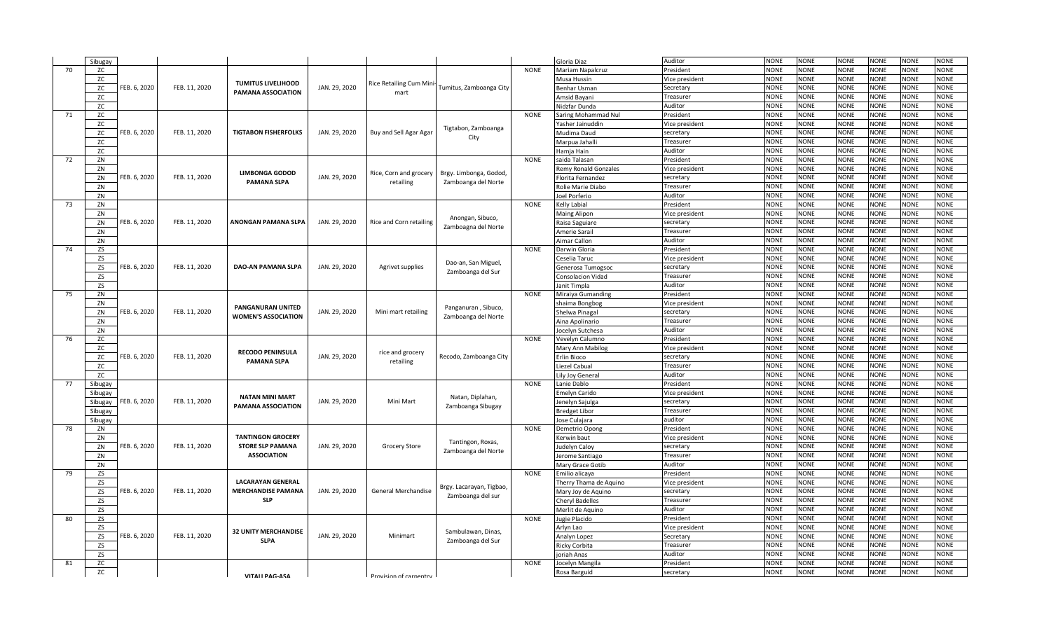| | Sibugay | | | | | | | | Gloria Diaz | Auditor | NONE | NONE | NONE | NONE | NONE | NONE |
|---|---|---|---|---|---|---|---|---|---|---|---|---|---|---|---|---|
| 70 | ZC | FEB. 6, 2020 | FEB. 11, 2020 | TUMITUS LIVELIHOOD PAMANA ASSOCIATION | JAN. 29, 2020 | Rice Retailing Cum Mini-mart | Tumitus, Zamboanga City | NONE | Mariam Napalcruz | President | NONE | NONE | NONE | NONE | NONE | NONE |
| | ZC | | | | | | | | Musa Hussin | Vice president | NONE | NONE | NONE | NONE | NONE | NONE |
| | ZC | | | | | | | | Benhar Usman | Secretary | NONE | NONE | NONE | NONE | NONE | NONE |
| | ZC | | | | | | | | Amsid Bayani | Treasurer | NONE | NONE | NONE | NONE | NONE | NONE |
| | ZC | | | | | | | | Nidzfar Dunda | Auditor | NONE | NONE | NONE | NONE | NONE | NONE |
| 71 | ZC | FEB. 6, 2020 | FEB. 11, 2020 | TIGTABON FISHERFOLKS | JAN. 29, 2020 | Buy and Sell Agar Agar | Tigtabon, Zamboanga City | NONE | Saring Mohammad Nul | President | NONE | NONE | NONE | NONE | NONE | NONE |
| | ZC | | | | | | | | Yasher Jainuddin | Vice president | NONE | NONE | NONE | NONE | NONE | NONE |
| | ZC | | | | | | | | Mudima Daud | secretary | NONE | NONE | NONE | NONE | NONE | NONE |
| | ZC | | | | | | | | Marpua Jahalli | Treasurer | NONE | NONE | NONE | NONE | NONE | NONE |
| | ZC | | | | | | | | Hamja Hain | Auditor | NONE | NONE | NONE | NONE | NONE | NONE |
| 72 | ZN | FEB. 6, 2020 | FEB. 11, 2020 | LIMBONGA GODOD PAMANA SLPA | JAN. 29, 2020 | Rice, Corn and grocery retailing | Brgy. Limbonga, Godod, Zamboanga del Norte | NONE | saida Talasan | President | NONE | NONE | NONE | NONE | NONE | NONE |
| | ZN | | | | | | | | Remy Ronald Gonzales | Vice president | NONE | NONE | NONE | NONE | NONE | NONE |
| | ZN | | | | | | | | Florita Fernandez | secretary | NONE | NONE | NONE | NONE | NONE | NONE |
| | ZN | | | | | | | | Rolie Marie Diabo | Treasurer | NONE | NONE | NONE | NONE | NONE | NONE |
| | ZN | | | | | | | | Joel Porferio | Auditor | NONE | NONE | NONE | NONE | NONE | NONE |
| 73 | ZN | FEB. 6, 2020 | FEB. 11, 2020 | ANONGAN PAMANA SLPA | JAN. 29, 2020 | Rice and Corn retailing | Anongan, Sibuco, Zamboagna del Norte | NONE | Kelly Labial | President | NONE | NONE | NONE | NONE | NONE | NONE |
| | ZN | | | | | | | | Maing Alipon | Vice president | NONE | NONE | NONE | NONE | NONE | NONE |
| | ZN | | | | | | | | Raisa Saguiare | secretary | NONE | NONE | NONE | NONE | NONE | NONE |
| | ZN | | | | | | | | Amerie Sarail | Treasurer | NONE | NONE | NONE | NONE | NONE | NONE |
| | ZN | | | | | | | | Aimar Callon | Auditor | NONE | NONE | NONE | NONE | NONE | NONE |
| 74 | ZS | FEB. 6, 2020 | FEB. 11, 2020 | DAO-AN PAMANA SLPA | JAN. 29, 2020 | Agrivet supplies | Dao-an, San Miguel, Zamboanga del Sur | NONE | Darwin Gloria | President | NONE | NONE | NONE | NONE | NONE | NONE |
| | ZS | | | | | | | | Ceselia Taruc | Vice president | NONE | NONE | NONE | NONE | NONE | NONE |
| | ZS | | | | | | | | Generosa Tumogsoc | secretary | NONE | NONE | NONE | NONE | NONE | NONE |
| | ZS | | | | | | | | Consolacion Vidad | Treasurer | NONE | NONE | NONE | NONE | NONE | NONE |
| | ZS | | | | | | | | Janit Timpla | Auditor | NONE | NONE | NONE | NONE | NONE | NONE |
| 75 | ZN | FEB. 6, 2020 | FEB. 11, 2020 | PANGANURAN UNITED WOMEN'S ASSOCIATION | JAN. 29, 2020 | Mini mart retailing | Panganuran , Sibuco, Zamboanga del Norte | NONE | Miraiya Gumanding | President | NONE | NONE | NONE | NONE | NONE | NONE |
| | ZN | | | | | | | | shaima Bongbog | Vice president | NONE | NONE | NONE | NONE | NONE | NONE |
| | ZN | | | | | | | | Shelwa Pinagal | secretary | NONE | NONE | NONE | NONE | NONE | NONE |
| | ZN | | | | | | | | Aina Apolinario | Treasurer | NONE | NONE | NONE | NONE | NONE | NONE |
| | ZN | | | | | | | | Jocelyn Sutchesa | Auditor | NONE | NONE | NONE | NONE | NONE | NONE |
| 76 | ZC | FEB. 6, 2020 | FEB. 11, 2020 | RECODO PENINSULA PAMANA SLPA | JAN. 29, 2020 | rice and grocery retailing | Recodo, Zamboanga City | NONE | Vevelyn Calumno | President | NONE | NONE | NONE | NONE | NONE | NONE |
| | ZC | | | | | | | | Mary Ann Mabilog | Vice president | NONE | NONE | NONE | NONE | NONE | NONE |
| | ZC | | | | | | | | Erlin Bioco | secretary | NONE | NONE | NONE | NONE | NONE | NONE |
| | ZC | | | | | | | | Liezel Cabual | Treasurer | NONE | NONE | NONE | NONE | NONE | NONE |
| | ZC | | | | | | | | Lily Joy General | Auditor | NONE | NONE | NONE | NONE | NONE | NONE |
| 77 | Sibugay | FEB. 6, 2020 | FEB. 11, 2020 | NATAN MINI MART PAMANA ASSOCIATION | JAN. 29, 2020 | Mini Mart | Natan, Diplahan, Zamboanga Sibugay | NONE | Lanie Dablo | President | NONE | NONE | NONE | NONE | NONE | NONE |
| | Sibugay | | | | | | | | Emelyn Carido | Vice president | NONE | NONE | NONE | NONE | NONE | NONE |
| | Sibugay | | | | | | | | Jenelyn Sajulga | secretary | NONE | NONE | NONE | NONE | NONE | NONE |
| | Sibugay | | | | | | | | Bredget Libor | Treasurer | NONE | NONE | NONE | NONE | NONE | NONE |
| | Sibugay | | | | | | | | Jose Culajara | auditor | NONE | NONE | NONE | NONE | NONE | NONE |
| 78 | ZN | FEB. 6, 2020 | FEB. 11, 2020 | TANTINGON GROCERY STORE SLP PAMANA ASSOCIATION | JAN. 29, 2020 | Grocery Store | Tantingon, Roxas, Zamboanga del Norte | NONE | Demetrio Opong | President | NONE | NONE | NONE | NONE | NONE | NONE |
| | ZN | | | | | | | | Kerwin baut | Vice president | NONE | NONE | NONE | NONE | NONE | NONE |
| | ZN | | | | | | | | Judelyn Caloy | secretary | NONE | NONE | NONE | NONE | NONE | NONE |
| | ZN | | | | | | | | Jerome Santiago | Treasurer | NONE | NONE | NONE | NONE | NONE | NONE |
| | ZN | | | | | | | | Mary Grace Gotib | Auditor | NONE | NONE | NONE | NONE | NONE | NONE |
| 79 | ZS | FEB. 6, 2020 | FEB. 11, 2020 | LACARAYAN GENERAL MERCHANDISE PAMANA SLP | JAN. 29, 2020 | General Merchandise | Brgy. Lacarayan, Tigbao, Zamboanga del sur | NONE | Emilio alicaya | President | NONE | NONE | NONE | NONE | NONE | NONE |
| | ZS | | | | | | | | Therry Thama de Aquino | Vice president | NONE | NONE | NONE | NONE | NONE | NONE |
| | ZS | | | | | | | | Mary Joy de Aquino | secretary | NONE | NONE | NONE | NONE | NONE | NONE |
| | ZS | | | | | | | | Cheryl Badelles | Treasurer | NONE | NONE | NONE | NONE | NONE | NONE |
| | ZS | | | | | | | | Merlit de Aquino | Auditor | NONE | NONE | NONE | NONE | NONE | NONE |
| 80 | ZS | FEB. 6, 2020 | FEB. 11, 2020 | 32 UNITY MERCHANDISE SLPA | JAN. 29, 2020 | Minimart | Sambulawan, Dinas, Zamboanga del Sur | NONE | Jugie Placido | President | NONE | NONE | NONE | NONE | NONE | NONE |
| | ZS | | | | | | | | Arlyn Lao | Vice president | NONE | NONE | NONE | NONE | NONE | NONE |
| | ZS | | | | | | | | Analyn Lopez | Secretary | NONE | NONE | NONE | NONE | NONE | NONE |
| | ZS | | | | | | | | Ricky Corbita | Treasurer | NONE | NONE | NONE | NONE | NONE | NONE |
| | ZS | | | | | | | | joriah Anas | Auditor | NONE | NONE | NONE | NONE | NONE | NONE |
| 81 | ZC | | | VITALI PAG-ASA | | Provision of carpentry | | NONE | Jocelyn Mangila | President | NONE | NONE | NONE | NONE | NONE | NONE |
| | ZC | | | | | | | | Rosa Barguid | secretary | NONE | NONE | NONE | NONE | NONE | NONE |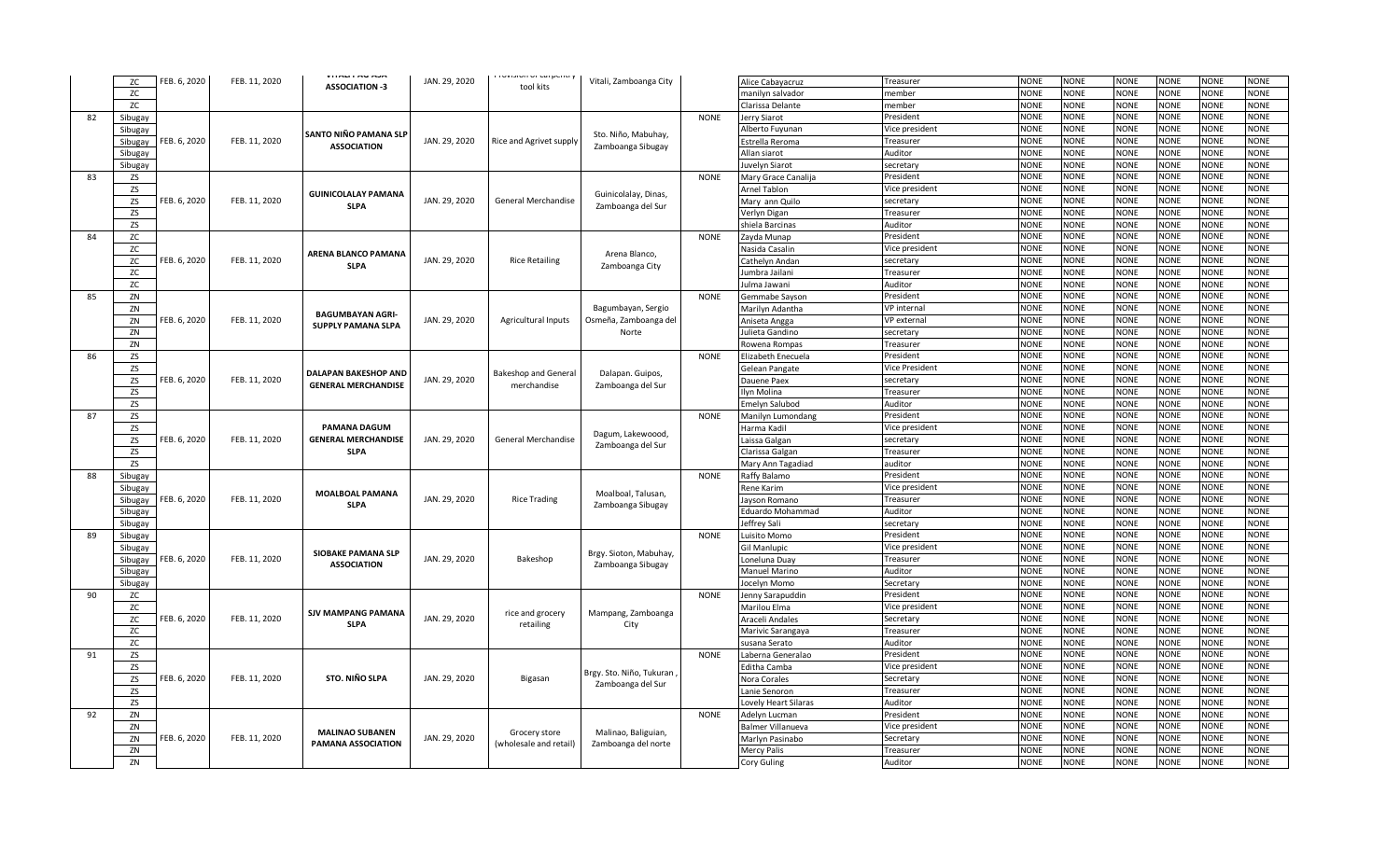|  | ZC | FEB. 6, 2020 | FEB. 11, 2020 | VITALI PAG ASA ASSOCIATION -3 | JAN. 29, 2020 | Provision of carpentry tool kits | Vitali, Zamboanga City |  | Alice Cabayacruz | Treasurer | NONE | NONE | NONE | NONE | NONE | NONE |
|---|---|---|---|---|---|---|---|---|---|---|---|---|---|---|---|---|
|  | ZC |  |  |  |  |  |  |  | manilyn salvador | member | NONE | NONE | NONE | NONE | NONE | NONE |
|  | ZC |  |  |  |  |  |  |  | Clarissa Delante | member | NONE | NONE | NONE | NONE | NONE | NONE |
| 82 | Sibugay | FEB. 6, 2020 | FEB. 11, 2020 | SANTO NIÑO PAMANA SLP ASSOCIATION | JAN. 29, 2020 | Rice and Agrivet supply | Sto. Niño, Mabuhay, Zamboanga Sibugay | NONE | Jerry Siarot | President | NONE | NONE | NONE | NONE | NONE | NONE |
|  | Sibugay |  |  |  |  |  |  |  | Alberto Fuyunan | Vice president | NONE | NONE | NONE | NONE | NONE | NONE |
|  | Sibugay |  |  |  |  |  |  |  | Estrella Reroma | Treasurer | NONE | NONE | NONE | NONE | NONE | NONE |
|  | Sibugay |  |  |  |  |  |  |  | Allan siarot | Auditor | NONE | NONE | NONE | NONE | NONE | NONE |
|  | Sibugay |  |  |  |  |  |  |  | Juvelyn Siarot | secretary | NONE | NONE | NONE | NONE | NONE | NONE |
| 83 | ZS | FEB. 6, 2020 | FEB. 11, 2020 | GUINICOLALAY PAMANA SLPA | JAN. 29, 2020 | General Merchandise | Guinicolalay, Dinas, Zamboanga del Sur | NONE | Mary Grace Canalija | President | NONE | NONE | NONE | NONE | NONE | NONE |
|  | ZS |  |  |  |  |  |  |  | Arnel Tablon | Vice president | NONE | NONE | NONE | NONE | NONE | NONE |
|  | ZS |  |  |  |  |  |  |  | Mary ann Quilo | secretary | NONE | NONE | NONE | NONE | NONE | NONE |
|  | ZS |  |  |  |  |  |  |  | Verlyn Digan | Treasurer | NONE | NONE | NONE | NONE | NONE | NONE |
|  | ZS |  |  |  |  |  |  |  | shiela Barcinas | Auditor | NONE | NONE | NONE | NONE | NONE | NONE |
| 84 | ZC | FEB. 6, 2020 | FEB. 11, 2020 | ARENA BLANCO PAMANA SLPA | JAN. 29, 2020 | Rice Retailing | Arena Blanco, Zamboanga City | NONE | Zayda Munap | President | NONE | NONE | NONE | NONE | NONE | NONE |
|  | ZC |  |  |  |  |  |  |  | Nasida Casalin | Vice president | NONE | NONE | NONE | NONE | NONE | NONE |
|  | ZC |  |  |  |  |  |  |  | Cathelyn Andan | secretary | NONE | NONE | NONE | NONE | NONE | NONE |
|  | ZC |  |  |  |  |  |  |  | Jumbra Jailani | Treasurer | NONE | NONE | NONE | NONE | NONE | NONE |
|  | ZC |  |  |  |  |  |  |  | Julma Jawani | Auditor | NONE | NONE | NONE | NONE | NONE | NONE |
| 85 | ZN | FEB. 6, 2020 | FEB. 11, 2020 | BAGUMBAYAN AGRI-SUPPLY PAMANA SLPA | JAN. 29, 2020 | Agricultural Inputs | Bagumbayan, Sergio Osmeña, Zamboanga del Norte | NONE | Gemmabe Sayson | President | NONE | NONE | NONE | NONE | NONE | NONE |
|  | ZN |  |  |  |  |  |  |  | Marilyn Adantha | VP internal | NONE | NONE | NONE | NONE | NONE | NONE |
|  | ZN |  |  |  |  |  |  |  | Aniseta Angga | VP external | NONE | NONE | NONE | NONE | NONE | NONE |
|  | ZN |  |  |  |  |  |  |  | Julieta Gandino | secretary | NONE | NONE | NONE | NONE | NONE | NONE |
|  | ZN |  |  |  |  |  |  |  | Rowena Rompas | Treasurer | NONE | NONE | NONE | NONE | NONE | NONE |
| 86 | ZS | FEB. 6, 2020 | FEB. 11, 2020 | DALAPAN BAKESHOP AND GENERAL MERCHANDISE | JAN. 29, 2020 | Bakeshop and General merchandise | Dalapan. Guipos, Zamboanga del Sur | NONE | Elizabeth Enecuela | President | NONE | NONE | NONE | NONE | NONE | NONE |
|  | ZS |  |  |  |  |  |  |  | Gelean Pangate | Vice President | NONE | NONE | NONE | NONE | NONE | NONE |
|  | ZS |  |  |  |  |  |  |  | Dauene Paex | secretary | NONE | NONE | NONE | NONE | NONE | NONE |
|  | ZS |  |  |  |  |  |  |  | Ilyn Molina | Treasurer | NONE | NONE | NONE | NONE | NONE | NONE |
|  | ZS |  |  |  |  |  |  |  | Emelyn Salubod | Auditor | NONE | NONE | NONE | NONE | NONE | NONE |
| 87 | ZS | FEB. 6, 2020 | FEB. 11, 2020 | PAMANA DAGUM GENERAL MERCHANDISE SLPA | JAN. 29, 2020 | General Merchandise | Dagum, Lakewoood, Zamboanga del Sur | NONE | Manilyn Lumondang | President | NONE | NONE | NONE | NONE | NONE | NONE |
|  | ZS |  |  |  |  |  |  |  | Harma Kadil | Vice president | NONE | NONE | NONE | NONE | NONE | NONE |
|  | ZS |  |  |  |  |  |  |  | Laissa Galgan | secretary | NONE | NONE | NONE | NONE | NONE | NONE |
|  | ZS |  |  |  |  |  |  |  | Clarissa Galgan | Treasurer | NONE | NONE | NONE | NONE | NONE | NONE |
|  | ZS |  |  |  |  |  |  |  | Mary Ann Tagadiad | auditor | NONE | NONE | NONE | NONE | NONE | NONE |
| 88 | Sibugay | FEB. 6, 2020 | FEB. 11, 2020 | MOALBOAL PAMANA SLPA | JAN. 29, 2020 | Rice Trading | Moalboal, Talusan, Zamboanga Sibugay | NONE | Raffy Balamo | President | NONE | NONE | NONE | NONE | NONE | NONE |
|  | Sibugay |  |  |  |  |  |  |  | Rene Karim | Vice president | NONE | NONE | NONE | NONE | NONE | NONE |
|  | Sibugay |  |  |  |  |  |  |  | Jayson Romano | Treasurer | NONE | NONE | NONE | NONE | NONE | NONE |
|  | Sibugay |  |  |  |  |  |  |  | Eduardo Mohammad | Auditor | NONE | NONE | NONE | NONE | NONE | NONE |
|  | Sibugay |  |  |  |  |  |  |  | Jeffrey Sali | secretary | NONE | NONE | NONE | NONE | NONE | NONE |
| 89 | Sibugay | FEB. 6, 2020 | FEB. 11, 2020 | SIOBAKE PAMANA SLP ASSOCIATION | JAN. 29, 2020 | Bakeshop | Brgy. Sioton, Mabuhay, Zamboanga Sibugay | NONE | Luisito Momo | President | NONE | NONE | NONE | NONE | NONE | NONE |
|  | Sibugay |  |  |  |  |  |  |  | Gil Manlupic | Vice president | NONE | NONE | NONE | NONE | NONE | NONE |
|  | Sibugay |  |  |  |  |  |  |  | Loneluna Duay | Treasurer | NONE | NONE | NONE | NONE | NONE | NONE |
|  | Sibugay |  |  |  |  |  |  |  | Manuel Marino | Auditor | NONE | NONE | NONE | NONE | NONE | NONE |
|  | Sibugay |  |  |  |  |  |  |  | Jocelyn Momo | Secretary | NONE | NONE | NONE | NONE | NONE | NONE |
| 90 | ZC | FEB. 6, 2020 | FEB. 11, 2020 | SJV MAMPANG PAMANA SLPA | JAN. 29, 2020 | rice and grocery retailing | Mampang, Zamboanga City | NONE | Jenny Sarapuddin | President | NONE | NONE | NONE | NONE | NONE | NONE |
|  | ZC |  |  |  |  |  |  |  | Marilou Elma | Vice president | NONE | NONE | NONE | NONE | NONE | NONE |
|  | ZC |  |  |  |  |  |  |  | Araceli Andales | Secretary | NONE | NONE | NONE | NONE | NONE | NONE |
|  | ZC |  |  |  |  |  |  |  | Marivic Sarangaya | Treasurer | NONE | NONE | NONE | NONE | NONE | NONE |
|  | ZC |  |  |  |  |  |  |  | susana Serato | Auditor | NONE | NONE | NONE | NONE | NONE | NONE |
| 91 | ZS | FEB. 6, 2020 | FEB. 11, 2020 | STO. NIÑO SLPA | JAN. 29, 2020 | Bigasan | Brgy. Sto. Niño, Tukuran , Zamboanga del Sur | NONE | Laberna Generalao | President | NONE | NONE | NONE | NONE | NONE | NONE |
|  | ZS |  |  |  |  |  |  |  | Editha Camba | Vice president | NONE | NONE | NONE | NONE | NONE | NONE |
|  | ZS |  |  |  |  |  |  |  | Nora Corales | Secretary | NONE | NONE | NONE | NONE | NONE | NONE |
|  | ZS |  |  |  |  |  |  |  | Lanie Senoron | Treasurer | NONE | NONE | NONE | NONE | NONE | NONE |
|  | ZS |  |  |  |  |  |  |  | Lovely Heart Silaras | Auditor | NONE | NONE | NONE | NONE | NONE | NONE |
| 92 | ZN | FEB. 6, 2020 | FEB. 11, 2020 | MALINAO SUBANEN PAMANA ASSOCIATION | JAN. 29, 2020 | Grocery store (wholesale and retail) | Malinao, Baliguian, Zamboanga del norte | NONE | Adelyn Lucman | President | NONE | NONE | NONE | NONE | NONE | NONE |
|  | ZN |  |  |  |  |  |  |  | Balmer Villanueva | Vice president | NONE | NONE | NONE | NONE | NONE | NONE |
|  | ZN |  |  |  |  |  |  |  | Marlyn Pasinabo | Secretary | NONE | NONE | NONE | NONE | NONE | NONE |
|  | ZN |  |  |  |  |  |  |  | Mercy Palis | Treasurer | NONE | NONE | NONE | NONE | NONE | NONE |
|  | ZN |  |  |  |  |  |  |  | Cory Guling | Auditor | NONE | NONE | NONE | NONE | NONE | NONE |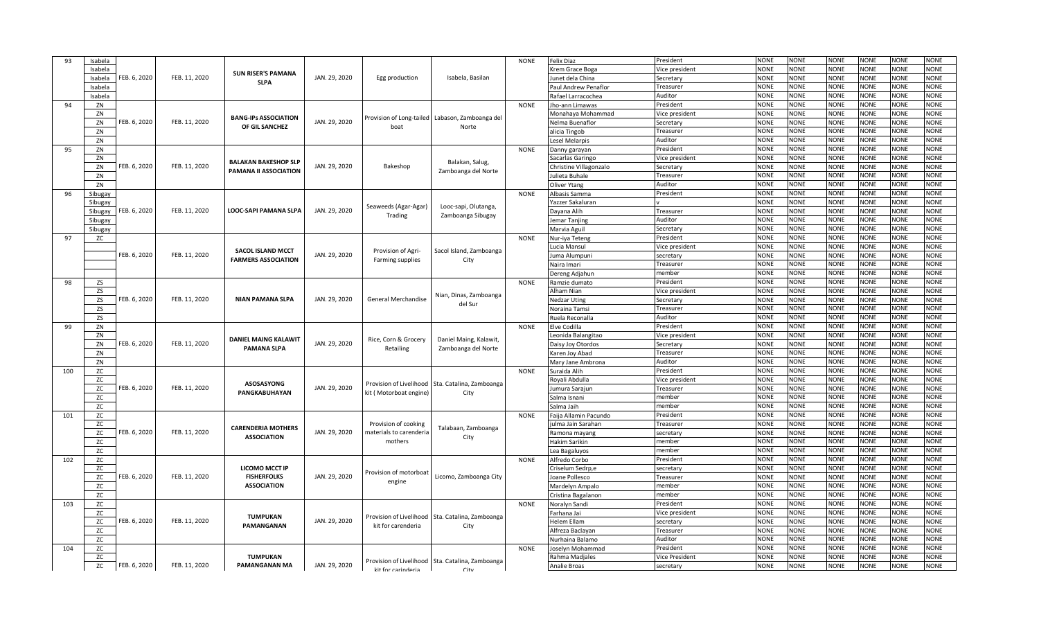| 93 | Isabela | | | | | | | NONE | Felix Diaz | President | NONE | NONE | NONE | NONE | NONE | NONE |
|---|---|---|---|---|---|---|---|---|---|---|---|---|---|---|---|---|
| | Isabela | | | | | | | | Krem Grace Boga | Vice president | NONE | NONE | NONE | NONE | NONE | NONE |
| | Isabela | FEB. 6, 2020 | FEB. 11, 2020 | SUN RISER'S PAMANA SLPA | JAN. 29, 2020 | Egg production | Isabela, Basilan | | Junet dela China | Secretary | NONE | NONE | NONE | NONE | NONE | NONE |
| | Isabela | | | | | | | | Paul Andrew Penaflor | Treasurer | NONE | NONE | NONE | NONE | NONE | NONE |
| | Isabela | | | | | | | | Rafael Larracochea | Auditor | NONE | NONE | NONE | NONE | NONE | NONE |
| 94 | ZN | | | | | | | NONE | Jho-ann Limawas | President | NONE | NONE | NONE | NONE | NONE | NONE |
| | ZN | | | | | | | | Monahaya Mohammad | Vice president | NONE | NONE | NONE | NONE | NONE | NONE |
| | ZN | FEB. 6, 2020 | FEB. 11, 2020 | BANG-IPs ASSOCIATION OF GIL SANCHEZ | JAN. 29, 2020 | Provision of Long-tailed boat | Labason, Zamboanga del Norte | | Nelma Buenaflor | Secretary | NONE | NONE | NONE | NONE | NONE | NONE |
| | ZN | | | | | | | | alicia Tingob | Treasurer | NONE | NONE | NONE | NONE | NONE | NONE |
| | ZN | | | | | | | | Lesel Melarpis | Auditor | NONE | NONE | NONE | NONE | NONE | NONE |
| 95 | ZN | | | | | | | NONE | Danny garayan | President | NONE | NONE | NONE | NONE | NONE | NONE |
| | ZN | | | | | | | | Sacarlas Garingo | Vice president | NONE | NONE | NONE | NONE | NONE | NONE |
| | ZN | FEB. 6, 2020 | FEB. 11, 2020 | BALAKAN BAKESHOP SLP PAMANA II ASSOCIATION | JAN. 29, 2020 | Bakeshop | Balakan, Salug, Zamboanga del Norte | | Christine Villagonzalo | Secretary | NONE | NONE | NONE | NONE | NONE | NONE |
| | ZN | | | | | | | | Julieta Buhale | Treasurer | NONE | NONE | NONE | NONE | NONE | NONE |
| | ZN | | | | | | | | Oliver Ytang | Auditor | NONE | NONE | NONE | NONE | NONE | NONE |
| 96 | Sibugay | | | | | | | NONE | Albasis Samma | President | NONE | NONE | NONE | NONE | NONE | NONE |
| | Sibugay | | | | | | | | Yazzer Sakaluran | v | NONE | NONE | NONE | NONE | NONE | NONE |
| | Sibugay | FEB. 6, 2020 | FEB. 11, 2020 | LOOC-SAPI PAMANA SLPA | JAN. 29, 2020 | Seaweeds (Agar-Agar) Trading | Looc-sapi, Olutanga, Zamboanga Sibugay | | Dayana Alih | Treasurer | NONE | NONE | NONE | NONE | NONE | NONE |
| | Sibugay | | | | | | | | Jemar Tanjing | Auditor | NONE | NONE | NONE | NONE | NONE | NONE |
| | Sibugay | | | | | | | | Marvia Aguil | Secretary | NONE | NONE | NONE | NONE | NONE | NONE |
| 97 | ZC | | | | | | | NONE | Nur-iya Teteng | President | NONE | NONE | NONE | NONE | NONE | NONE |
| | | | | | | | | | Lucia Mansul | Vice president | NONE | NONE | NONE | NONE | NONE | NONE |
| | | FEB. 6, 2020 | FEB. 11, 2020 | SACOL ISLAND MCCT FARMERS ASSOCIATION | JAN. 29, 2020 | Provision of Agri-Farming supplies | Sacol Island, Zamboanga City | | Juma Alumpuni | secretary | NONE | NONE | NONE | NONE | NONE | NONE |
| | | | | | | | | | Naira Imari | Treasurer | NONE | NONE | NONE | NONE | NONE | NONE |
| | | | | | | | | | Dereng Adjahun | member | NONE | NONE | NONE | NONE | NONE | NONE |
| 98 | ZS | | | | | | | NONE | Ramzie dumato | President | NONE | NONE | NONE | NONE | NONE | NONE |
| | ZS | | | | | | | | Alham Nian | Vice president | NONE | NONE | NONE | NONE | NONE | NONE |
| | ZS | FEB. 6, 2020 | FEB. 11, 2020 | NIAN PAMANA SLPA | JAN. 29, 2020 | General Merchandise | Nian, Dinas, Zamboanga del Sur | | Nedzar Uting | Secretary | NONE | NONE | NONE | NONE | NONE | NONE |
| | ZS | | | | | | | | Noraina Tamsi | Treasurer | NONE | NONE | NONE | NONE | NONE | NONE |
| | ZS | | | | | | | | Ruela Reconalla | Auditor | NONE | NONE | NONE | NONE | NONE | NONE |
| 99 | ZN | | | | | | | NONE | Elve Codilla | President | NONE | NONE | NONE | NONE | NONE | NONE |
| | ZN | | | | | | | | Leonida Balangitao | Vice president | NONE | NONE | NONE | NONE | NONE | NONE |
| | ZN | FEB. 6, 2020 | FEB. 11, 2020 | DANIEL MAING KALAWIT PAMANA SLPA | JAN. 29, 2020 | Rice, Corn & Grocery Retailing | Daniel Maing, Kalawit, Zamboanga del Norte | | Daisy Joy Otordos | Secretary | NONE | NONE | NONE | NONE | NONE | NONE |
| | ZN | | | | | | | | Karen Joy Abad | Treasurer | NONE | NONE | NONE | NONE | NONE | NONE |
| | ZN | | | | | | | | Mary Jane Ambrona | Auditor | NONE | NONE | NONE | NONE | NONE | NONE |
| 100 | ZC | | | | | | | NONE | Suraida Alih | President | NONE | NONE | NONE | NONE | NONE | NONE |
| | ZC | | | | | | | | Royali Abdulla | Vice president | NONE | NONE | NONE | NONE | NONE | NONE |
| | ZC | FEB. 6, 2020 | FEB. 11, 2020 | ASOSASYONG PANGKABUHAYAN | JAN. 29, 2020 | Provision of Livelihood kit ( Motorboat engine) | Sta. Catalina, Zamboanga City | | Jumura Sarajun | Treasurer | NONE | NONE | NONE | NONE | NONE | NONE |
| | ZC | | | | | | | | Salma Isnani | member | NONE | NONE | NONE | NONE | NONE | NONE |
| | ZC | | | | | | | | Salma Jaih | member | NONE | NONE | NONE | NONE | NONE | NONE |
| 101 | ZC | | | | | | | NONE | Faija Allamin Pacundo | President | NONE | NONE | NONE | NONE | NONE | NONE |
| | ZC | | | | | | | | julma Jain Sarahan | Treasurer | NONE | NONE | NONE | NONE | NONE | NONE |
| | ZC | FEB. 6, 2020 | FEB. 11, 2020 | CARENDERIA MOTHERS ASSOCIATION | JAN. 29, 2020 | Provision of cooking materials to carenderia mothers | Talabaan, Zamboanga City | | Ramona mayang | secretary | NONE | NONE | NONE | NONE | NONE | NONE |
| | ZC | | | | | | | | Hakim Sarikin | member | NONE | NONE | NONE | NONE | NONE | NONE |
| | ZC | | | | | | | | Lea Bagaluyos | member | NONE | NONE | NONE | NONE | NONE | NONE |
| 102 | ZC | | | | | | | NONE | Alfredo Corbo | President | NONE | NONE | NONE | NONE | NONE | NONE |
| | ZC | | | | | | | | Criselum Sedrp,e | secretary | NONE | NONE | NONE | NONE | NONE | NONE |
| | ZC | FEB. 6, 2020 | FEB. 11, 2020 | LICOMO MCCT IP FISHERFOLKS ASSOCIATION | JAN. 29, 2020 | Provision of motorboat engine | Licomo, Zamboanga City | | Joane Pollesco | Treasurer | NONE | NONE | NONE | NONE | NONE | NONE |
| | ZC | | | | | | | | Mardelyn Ampalo | member | NONE | NONE | NONE | NONE | NONE | NONE |
| | ZC | | | | | | | | Cristina Bagalanon | member | NONE | NONE | NONE | NONE | NONE | NONE |
| 103 | ZC | | | | | | | NONE | Noralyn Sandi | President | NONE | NONE | NONE | NONE | NONE | NONE |
| | ZC | | | | | | | | Farhana Jai | Vice president | NONE | NONE | NONE | NONE | NONE | NONE |
| | ZC | FEB. 6, 2020 | FEB. 11, 2020 | TUMPUKAN PAMANGANAN | JAN. 29, 2020 | Provision of Livelihood kit for carenderia | Sta. Catalina, Zamboanga City | | Helem Ellam | secretary | NONE | NONE | NONE | NONE | NONE | NONE |
| | ZC | | | | | | | | Alfreza Baclayan | Treasurer | NONE | NONE | NONE | NONE | NONE | NONE |
| | ZC | | | | | | | | Nurhaina Balamo | Auditor | NONE | NONE | NONE | NONE | NONE | NONE |
| 104 | ZC | | | | | | | NONE | Joselyn Mohammad | President | NONE | NONE | NONE | NONE | NONE | NONE |
| | ZC | | | | | | | | Rahma Madjales | Vice President | NONE | NONE | NONE | NONE | NONE | NONE |
| | ZC | FEB. 6, 2020 | FEB. 11, 2020 | TUMPUKAN PAMANGANAN MA | JAN. 29, 2020 | Provision of Livelihood kit for carinderia | Sta. Catalina, Zamboanga City | | Analie Broas | secretary | NONE | NONE | NONE | NONE | NONE | NONE |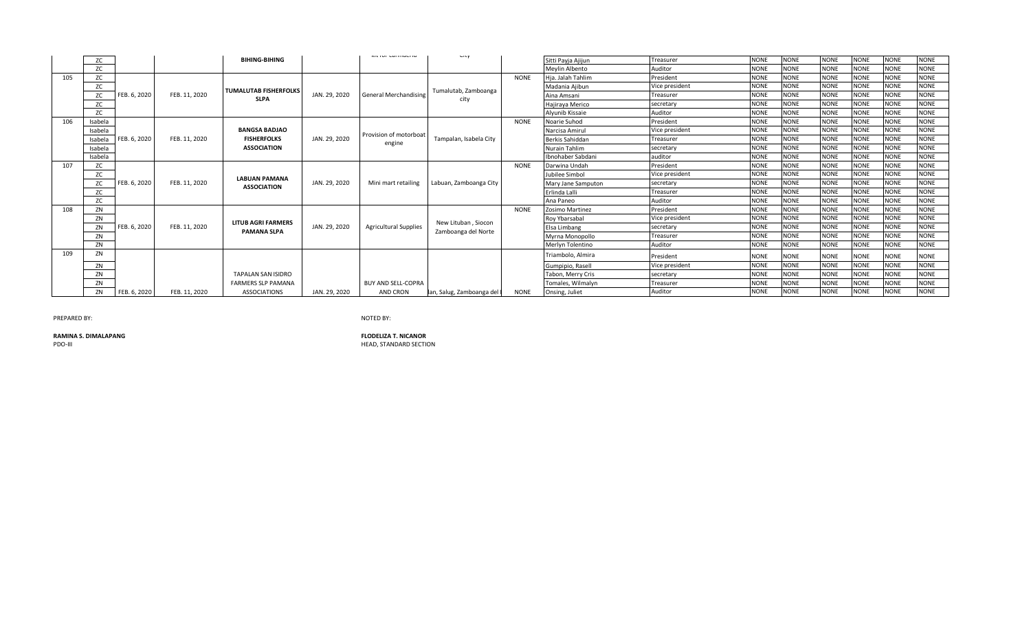| | | | | | | | | | | | | | | | | | |
|---|---|---|---|---|---|---|---|---|---|---|---|---|---|---|---|---|---|
| | ZC | | | BIHING-BIHING | | kit for carinderia | City | | Sitti Payja Ajijun | Treasurer | NONE | NONE | NONE | NONE | NONE | NONE |
| | ZC | | | | | | | | Meylin Albento | Auditor | NONE | NONE | NONE | NONE | NONE | NONE |
| 105 | ZC | FEB. 6, 2020 | FEB. 11, 2020 | TUMALUTAB FISHERFOLKS SLPA | JAN. 29, 2020 | General Merchandising | Tumalutab, Zamboanga city | NONE | Hja. Jalah Tahlim | President | NONE | NONE | NONE | NONE | NONE | NONE |
| | ZC | | | | | | | | Madania Ajibun | Vice president | NONE | NONE | NONE | NONE | NONE | NONE |
| | ZC | | | | | | | | Aina Amsani | Treasurer | NONE | NONE | NONE | NONE | NONE | NONE |
| | ZC | | | | | | | | Hajiraya Merico | secretary | NONE | NONE | NONE | NONE | NONE | NONE |
| | ZC | | | | | | | | Alyunib Kissaie | Auditor | NONE | NONE | NONE | NONE | NONE | NONE |
| 106 | Isabela | FEB. 6, 2020 | FEB. 11, 2020 | BANGSA BADJAO FISHERFOLKS ASSOCIATION | JAN. 29, 2020 | Provision of motorboat engine | Tampalan, Isabela City | NONE | Noarie Suhod | President | NONE | NONE | NONE | NONE | NONE | NONE |
| | Isabela | | | | | | | | Narcisa Amirul | Vice president | NONE | NONE | NONE | NONE | NONE | NONE |
| | Isabela | | | | | | | | Berkis Sahiddan | Treasurer | NONE | NONE | NONE | NONE | NONE | NONE |
| | Isabela | | | | | | | | Nurain Tahlim | secretary | NONE | NONE | NONE | NONE | NONE | NONE |
| | Isabela | | | | | | | | Ibnohaber Sabdani | auditor | NONE | NONE | NONE | NONE | NONE | NONE |
| 107 | ZC | FEB. 6, 2020 | FEB. 11, 2020 | LABUAN PAMANA ASSOCIATION | JAN. 29, 2020 | Mini mart retailing | Labuan, Zamboanga City | NONE | Darwina Undah | President | NONE | NONE | NONE | NONE | NONE | NONE |
| | ZC | | | | | | | | Jubilee Simbol | Vice president | NONE | NONE | NONE | NONE | NONE | NONE |
| | ZC | | | | | | | | Mary Jane Samputon | secretary | NONE | NONE | NONE | NONE | NONE | NONE |
| | ZC | | | | | | | | Erlinda Lalli | Treasurer | NONE | NONE | NONE | NONE | NONE | NONE |
| | ZC | | | | | | | | Ana Paneo | Auditor | NONE | NONE | NONE | NONE | NONE | NONE |
| 108 | ZN | FEB. 6, 2020 | FEB. 11, 2020 | LITUB AGRI FARMERS PAMANA SLPA | JAN. 29, 2020 | Agricultural Supplies | New Lituban , Siocon Zamboanga del Norte | NONE | Zosimo Martinez | President | NONE | NONE | NONE | NONE | NONE | NONE |
| | ZN | | | | | | | | Roy Ybarsabal | Vice president | NONE | NONE | NONE | NONE | NONE | NONE |
| | ZN | | | | | | | | Elsa Limbang | secretary | NONE | NONE | NONE | NONE | NONE | NONE |
| | ZN | | | | | | | | Myrna Monopollo | Treasurer | NONE | NONE | NONE | NONE | NONE | NONE |
| | ZN | | | | | | | | Merlyn Tolentino | Auditor | NONE | NONE | NONE | NONE | NONE | NONE |
| 109 | ZN | | | | | | | | Triambolo, Almira | President | NONE | NONE | NONE | NONE | NONE | NONE |
| | ZN | | | | | | | | Gumpipio, Rasell | Vice president | NONE | NONE | NONE | NONE | NONE | NONE |
| | ZN | | | TAPALAN SAN ISIDRO | | | | | Tabon, Merry Cris | secretary | NONE | NONE | NONE | NONE | NONE | NONE |
| | ZN | | | FARMERS SLP PAMANA | | BUY AND SELL-COPRA | | | Tomales, Wilmalyn | Treasurer | NONE | NONE | NONE | NONE | NONE | NONE |
| | ZN | FEB. 6, 2020 | FEB. 11, 2020 | ASSOCIATIONS | JAN. 29, 2020 | AND CRON | lan, Salug, Zamboanga del | NONE | Onsing, Juliet | Auditor | NONE | NONE | NONE | NONE | NONE | NONE |

PREPARED BY:

**RAMINA S. DIMALAPANG**
PDO-III

NOTED BY:

**FLODELIZA T. NICANOR**
HEAD, STANDARD SECTION